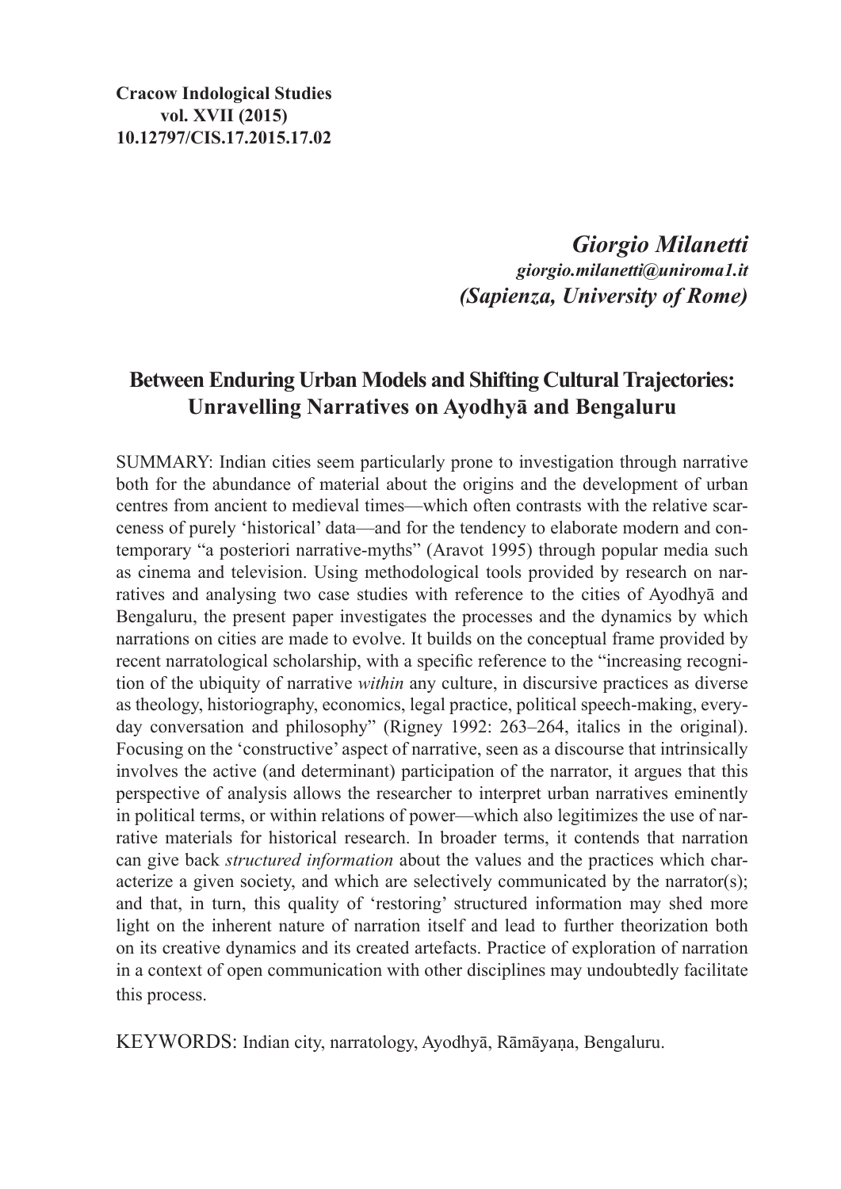**Cracow Indological Studies**
**vol. XVII (2015)**
**10.12797/CIS.17.2015.17.02**

***Giorgio Milanetti***
***giorgio.milanetti@uniroma1.it***
***(Sapienza, University of Rome)***

# Between Enduring Urban Models and Shifting Cultural Trajectories: Unravelling Narratives on Ayodhyā and Bengaluru

SUMMARY: Indian cities seem particularly prone to investigation through narrative both for the abundance of material about the origins and the development of urban centres from ancient to medieval times—which often contrasts with the relative scarceness of purely 'historical' data—and for the tendency to elaborate modern and contemporary "a posteriori narrative-myths" (Aravot 1995) through popular media such as cinema and television. Using methodological tools provided by research on narratives and analysing two case studies with reference to the cities of Ayodhyā and Bengaluru, the present paper investigates the processes and the dynamics by which narrations on cities are made to evolve. It builds on the conceptual frame provided by recent narratological scholarship, with a specific reference to the "increasing recognition of the ubiquity of narrative *within* any culture, in discursive practices as diverse as theology, historiography, economics, legal practice, political speech-making, everyday conversation and philosophy" (Rigney 1992: 263–264, italics in the original). Focusing on the 'constructive' aspect of narrative, seen as a discourse that intrinsically involves the active (and determinant) participation of the narrator, it argues that this perspective of analysis allows the researcher to interpret urban narratives eminently in political terms, or within relations of power—which also legitimizes the use of narrative materials for historical research. In broader terms, it contends that narration can give back *structured information* about the values and the practices which characterize a given society, and which are selectively communicated by the narrator(s); and that, in turn, this quality of 'restoring' structured information may shed more light on the inherent nature of narration itself and lead to further theorization both on its creative dynamics and its created artefacts. Practice of exploration of narration in a context of open communication with other disciplines may undoubtedly facilitate this process.

KEYWORDS: Indian city, narratology, Ayodhyā, Rāmāyaṇa, Bengaluru.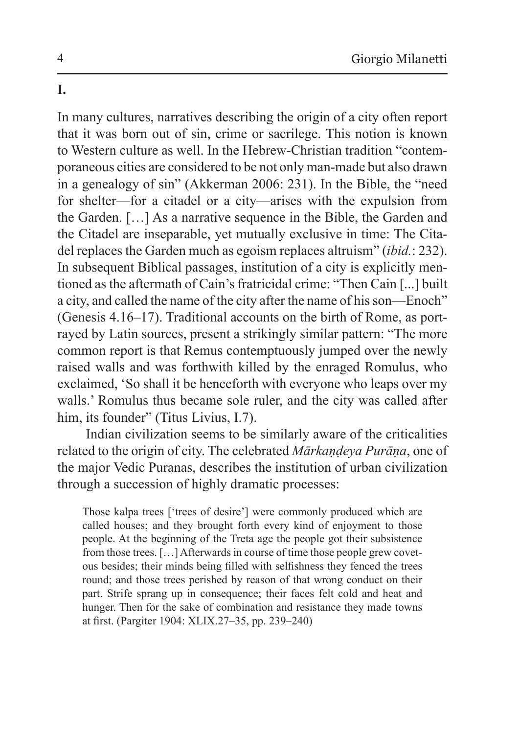# I.

In many cultures, narratives describing the origin of a city often report that it was born out of sin, crime or sacrilege. This notion is known to Western culture as well. In the Hebrew-Christian tradition "contemporaneous cities are considered to be not only man-made but also drawn in a genealogy of sin" (Akkerman 2006: 231). In the Bible, the "need for shelter—for a citadel or a city—arises with the expulsion from the Garden. […] As a narrative sequence in the Bible, the Garden and the Citadel are inseparable, yet mutually exclusive in time: The Citadel replaces the Garden much as egoism replaces altruism" (*ibid.*: 232). In subsequent Biblical passages, institution of a city is explicitly mentioned as the aftermath of Cain's fratricidal crime: "Then Cain [...] built a city, and called the name of the city after the name of his son—Enoch" (Genesis 4.16–17). Traditional accounts on the birth of Rome, as portrayed by Latin sources, present a strikingly similar pattern: "The more common report is that Remus contemptuously jumped over the newly raised walls and was forthwith killed by the enraged Romulus, who exclaimed, 'So shall it be henceforth with everyone who leaps over my walls.' Romulus thus became sole ruler, and the city was called after him, its founder" (Titus Livius, I.7).

Indian civilization seems to be similarly aware of the criticalities related to the origin of city. The celebrated *Mārkaṇḍeya Purāṇa*, one of the major Vedic Puranas, describes the institution of urban civilization through a succession of highly dramatic processes:

> Those kalpa trees ['trees of desire'] were commonly produced which are called houses; and they brought forth every kind of enjoyment to those people. At the beginning of the Treta age the people got their subsistence from those trees. […] Afterwards in course of time those people grew covetous besides; their minds being filled with selfishness they fenced the trees round; and those trees perished by reason of that wrong conduct on their part. Strife sprang up in consequence; their faces felt cold and heat and hunger. Then for the sake of combination and resistance they made towns at first. (Pargiter 1904: XLIX.27–35, pp. 239–240)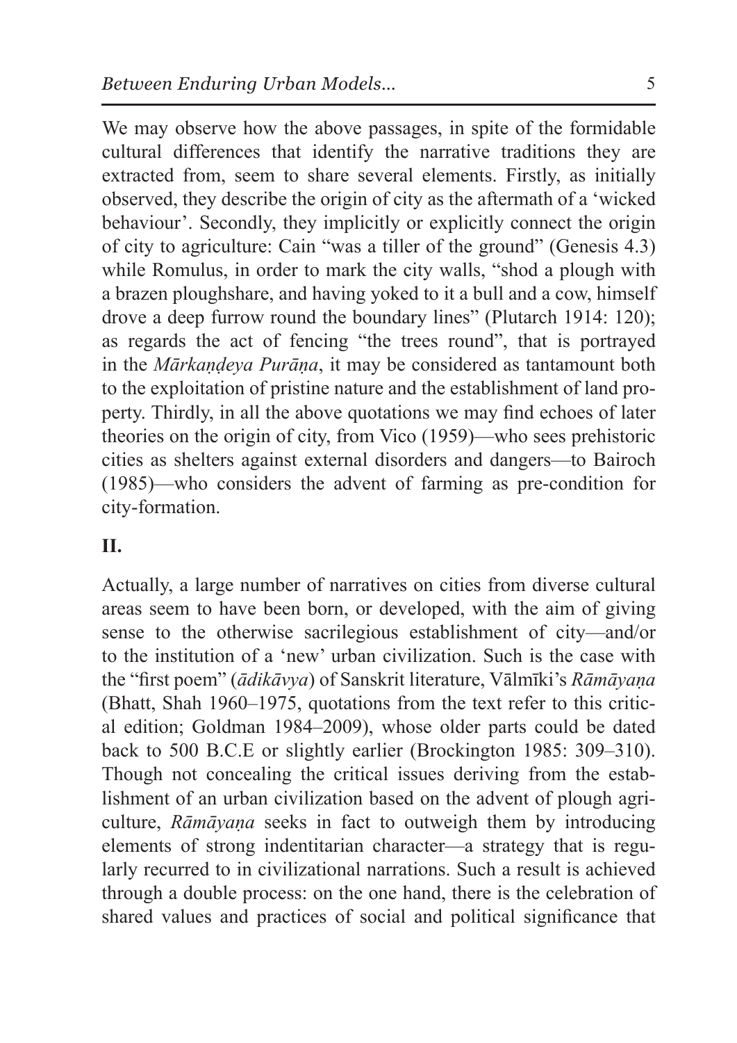We may observe how the above passages, in spite of the formidable cultural differences that identify the narrative traditions they are extracted from, seem to share several elements. Firstly, as initially observed, they describe the origin of city as the aftermath of a 'wicked behaviour'. Secondly, they implicitly or explicitly connect the origin of city to agriculture: Cain "was a tiller of the ground" (Genesis 4.3) while Romulus, in order to mark the city walls, "shod a plough with a brazen ploughshare, and having yoked to it a bull and a cow, himself drove a deep furrow round the boundary lines" (Plutarch 1914: 120); as regards the act of fencing "the trees round", that is portrayed in the *Mārkaṇḍeya Purāṇa*, it may be considered as tantamount both to the exploitation of pristine nature and the establishment of land property. Thirdly, in all the above quotations we may find echoes of later theories on the origin of city, from Vico (1959)—who sees prehistoric cities as shelters against external disorders and dangers—to Bairoch (1985)—who considers the advent of farming as pre-condition for city-formation.

## II.

Actually, a large number of narratives on cities from diverse cultural areas seem to have been born, or developed, with the aim of giving sense to the otherwise sacrilegious establishment of city—and/or to the institution of a 'new' urban civilization. Such is the case with the "first poem" (*ādikāvya*) of Sanskrit literature, Vālmīki's *Rāmāyaṇa* (Bhatt, Shah 1960–1975, quotations from the text refer to this critical edition; Goldman 1984–2009), whose older parts could be dated back to 500 B.C.E or slightly earlier (Brockington 1985: 309–310). Though not concealing the critical issues deriving from the establishment of an urban civilization based on the advent of plough agriculture, *Rāmāyaṇa* seeks in fact to outweigh them by introducing elements of strong indentitarian character—a strategy that is regularly recurred to in civilizational narrations. Such a result is achieved through a double process: on the one hand, there is the celebration of shared values and practices of social and political significance that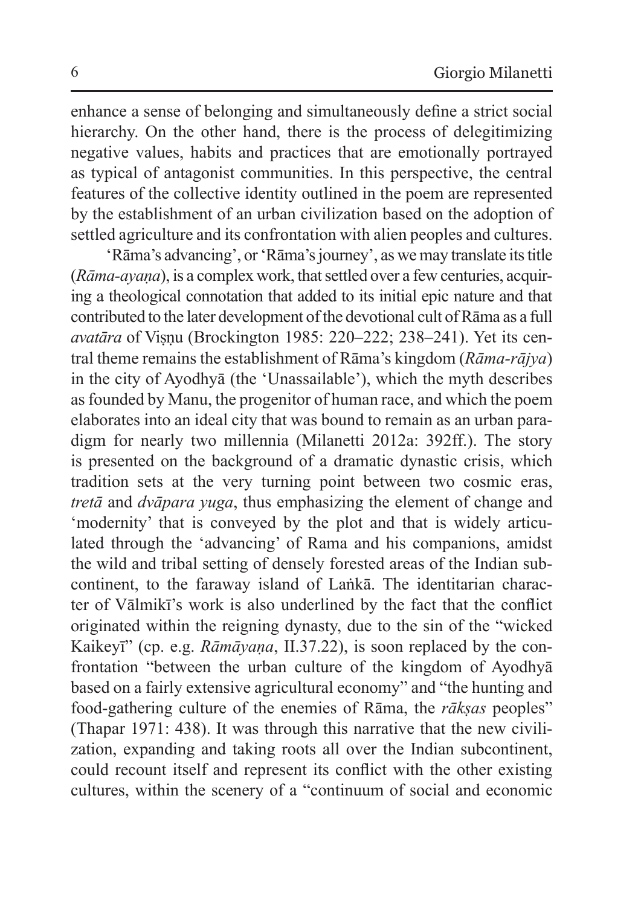enhance a sense of belonging and simultaneously define a strict social hierarchy. On the other hand, there is the process of delegitimizing negative values, habits and practices that are emotionally portrayed as typical of antagonist communities. In this perspective, the central features of the collective identity outlined in the poem are represented by the establishment of an urban civilization based on the adoption of settled agriculture and its confrontation with alien peoples and cultures.

'Rāma's advancing', or 'Rāma's journey', as we may translate its title (*Rāma-ayaṇa*), is a complex work, that settled over a few centuries, acquiring a theological connotation that added to its initial epic nature and that contributed to the later development of the devotional cult of Rāma as a full *avatāra* of Viṣṇu (Brockington 1985: 220–222; 238–241). Yet its central theme remains the establishment of Rāma's kingdom (*Rāma-rājya*) in the city of Ayodhyā (the 'Unassailable'), which the myth describes as founded by Manu, the progenitor of human race, and which the poem elaborates into an ideal city that was bound to remain as an urban paradigm for nearly two millennia (Milanetti 2012a: 392ff.). The story is presented on the background of a dramatic dynastic crisis, which tradition sets at the very turning point between two cosmic eras, *tretā* and *dvāpara yuga*, thus emphasizing the element of change and 'modernity' that is conveyed by the plot and that is widely articulated through the 'advancing' of Rama and his companions, amidst the wild and tribal setting of densely forested areas of the Indian subcontinent, to the faraway island of Laṅkā. The identitarian character of Vālmikī's work is also underlined by the fact that the conflict originated within the reigning dynasty, due to the sin of the "wicked Kaikeyī" (cp. e.g. *Rāmāyaṇa*, II.37.22), is soon replaced by the confrontation "between the urban culture of the kingdom of Ayodhyā based on a fairly extensive agricultural economy" and "the hunting and food-gathering culture of the enemies of Rāma, the *rākṣas* peoples" (Thapar 1971: 438). It was through this narrative that the new civilization, expanding and taking roots all over the Indian subcontinent, could recount itself and represent its conflict with the other existing cultures, within the scenery of a "continuum of social and economic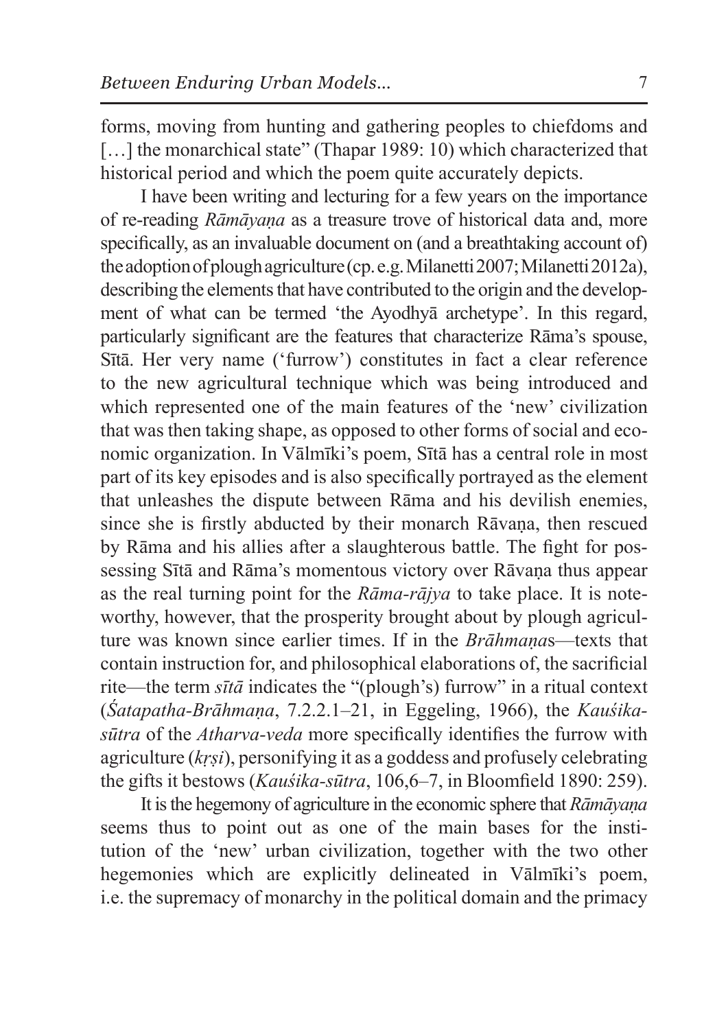forms, moving from hunting and gathering peoples to chiefdoms and […] the monarchical state" (Thapar 1989: 10) which characterized that historical period and which the poem quite accurately depicts.

I have been writing and lecturing for a few years on the importance of re-reading *Rāmāyaṇa* as a treasure trove of historical data and, more specifically, as an invaluable document on (and a breathtaking account of) the adoption of plough agriculture (cp. e.g. Milanetti 2007; Milanetti 2012a), describing the elements that have contributed to the origin and the development of what can be termed 'the Ayodhyā archetype'. In this regard, particularly significant are the features that characterize Rāma's spouse, Sītā. Her very name ('furrow') constitutes in fact a clear reference to the new agricultural technique which was being introduced and which represented one of the main features of the 'new' civilization that was then taking shape, as opposed to other forms of social and economic organization. In Vālmīki's poem, Sītā has a central role in most part of its key episodes and is also specifically portrayed as the element that unleashes the dispute between Rāma and his devilish enemies, since she is firstly abducted by their monarch Rāvaṇa, then rescued by Rāma and his allies after a slaughterous battle. The fight for possessing Sītā and Rāma's momentous victory over Rāvaṇa thus appear as the real turning point for the *Rāma-rājya* to take place. It is noteworthy, however, that the prosperity brought about by plough agriculture was known since earlier times. If in the *Brāhmaṇa*s—texts that contain instruction for, and philosophical elaborations of, the sacrificial rite—the term *sītā* indicates the "(plough's) furrow" in a ritual context (*Śatapatha-Brāhmaṇa*, 7.2.2.1–21, in Eggeling, 1966), the *Kauśika-sūtra* of the *Atharva-veda* more specifically identifies the furrow with agriculture (*kṛṣi*), personifying it as a goddess and profusely celebrating the gifts it bestows (*Kauśika-sūtra*, 106,6–7, in Bloomfield 1890: 259).

It is the hegemony of agriculture in the economic sphere that *Rāmāyaṇa* seems thus to point out as one of the main bases for the institution of the 'new' urban civilization, together with the two other hegemonies which are explicitly delineated in Vālmīki's poem, i.e. the supremacy of monarchy in the political domain and the primacy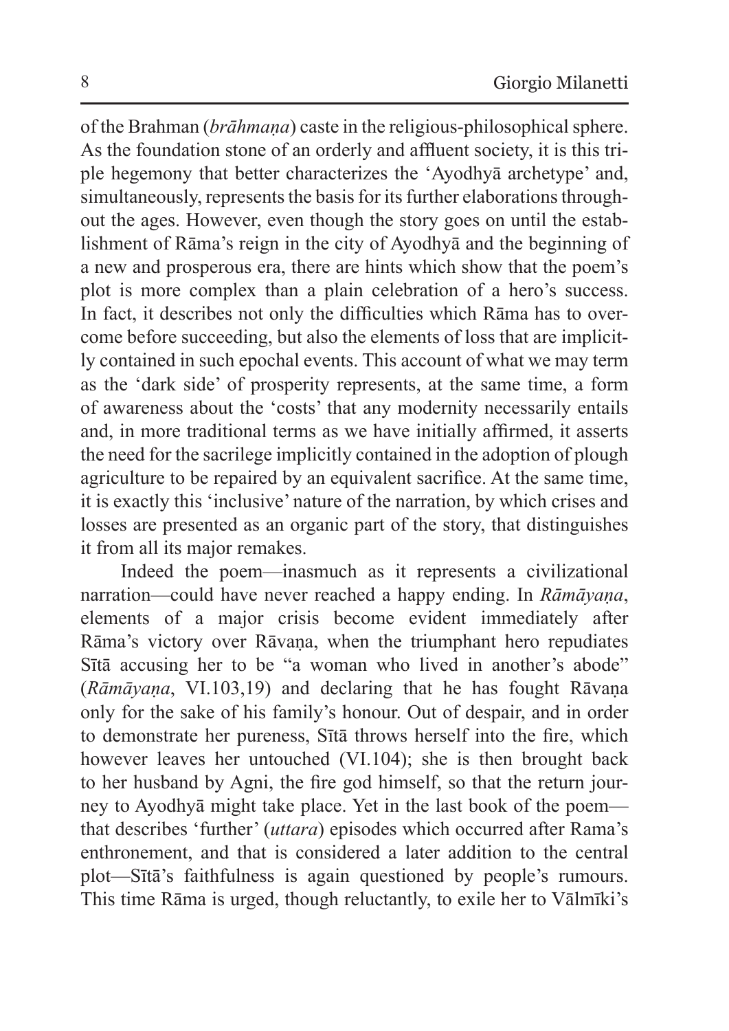of the Brahman (*brāhmaṇa*) caste in the religious-philosophical sphere. As the foundation stone of an orderly and affluent society, it is this triple hegemony that better characterizes the 'Ayodhyā archetype' and, simultaneously, represents the basis for its further elaborations throughout the ages. However, even though the story goes on until the establishment of Rāma's reign in the city of Ayodhyā and the beginning of a new and prosperous era, there are hints which show that the poem's plot is more complex than a plain celebration of a hero's success. In fact, it describes not only the difficulties which Rāma has to overcome before succeeding, but also the elements of loss that are implicitly contained in such epochal events. This account of what we may term as the 'dark side' of prosperity represents, at the same time, a form of awareness about the 'costs' that any modernity necessarily entails and, in more traditional terms as we have initially affirmed, it asserts the need for the sacrilege implicitly contained in the adoption of plough agriculture to be repaired by an equivalent sacrifice. At the same time, it is exactly this 'inclusive' nature of the narration, by which crises and losses are presented as an organic part of the story, that distinguishes it from all its major remakes.

Indeed the poem—inasmuch as it represents a civilizational narration—could have never reached a happy ending. In *Rāmāyaṇa*, elements of a major crisis become evident immediately after Rāma's victory over Rāvaṇa, when the triumphant hero repudiates Sītā accusing her to be "a woman who lived in another's abode" (*Rāmāyaṇa*, VI.103,19) and declaring that he has fought Rāvaṇa only for the sake of his family's honour. Out of despair, and in order to demonstrate her pureness, Sītā throws herself into the fire, which however leaves her untouched (VI.104); she is then brought back to her husband by Agni, the fire god himself, so that the return journey to Ayodhyā might take place. Yet in the last book of the poem—that describes 'further' (*uttara*) episodes which occurred after Rama's enthronement, and that is considered a later addition to the central plot—Sītā's faithfulness is again questioned by people's rumours. This time Rāma is urged, though reluctantly, to exile her to Vālmīki's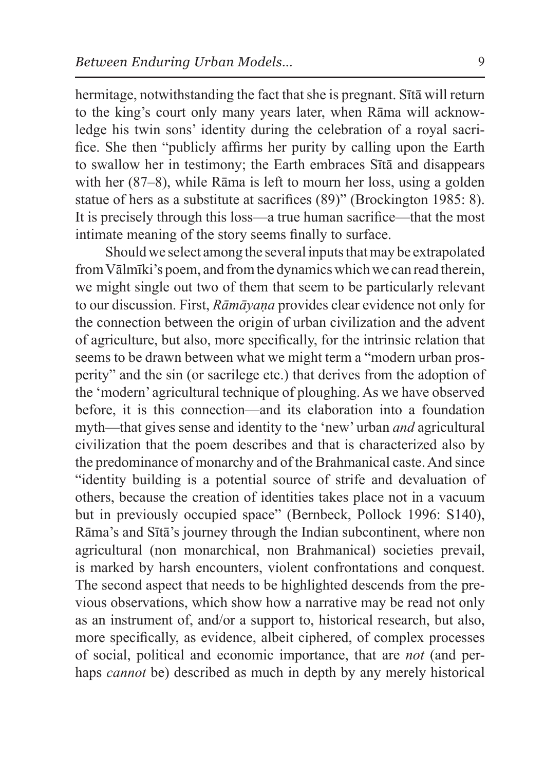hermitage, notwithstanding the fact that she is pregnant. Sītā will return to the king's court only many years later, when Rāma will acknowledge his twin sons' identity during the celebration of a royal sacrifice. She then "publicly affirms her purity by calling upon the Earth to swallow her in testimony; the Earth embraces Sītā and disappears with her (87–8), while Rāma is left to mourn her loss, using a golden statue of hers as a substitute at sacrifices (89)" (Brockington 1985: 8). It is precisely through this loss—a true human sacrifice—that the most intimate meaning of the story seems finally to surface.

Should we select among the several inputs that may be extrapolated from Vālmīki's poem, and from the dynamics which we can read therein, we might single out two of them that seem to be particularly relevant to our discussion. First, *Rāmāyaṇa* provides clear evidence not only for the connection between the origin of urban civilization and the advent of agriculture, but also, more specifically, for the intrinsic relation that seems to be drawn between what we might term a "modern urban prosperity" and the sin (or sacrilege etc.) that derives from the adoption of the 'modern' agricultural technique of ploughing. As we have observed before, it is this connection—and its elaboration into a foundation myth—that gives sense and identity to the 'new' urban *and* agricultural civilization that the poem describes and that is characterized also by the predominance of monarchy and of the Brahmanical caste. And since "identity building is a potential source of strife and devaluation of others, because the creation of identities takes place not in a vacuum but in previously occupied space" (Bernbeck, Pollock 1996: S140), Rāma's and Sītā's journey through the Indian subcontinent, where non agricultural (non monarchical, non Brahmanical) societies prevail, is marked by harsh encounters, violent confrontations and conquest. The second aspect that needs to be highlighted descends from the previous observations, which show how a narrative may be read not only as an instrument of, and/or a support to, historical research, but also, more specifically, as evidence, albeit ciphered, of complex processes of social, political and economic importance, that are *not* (and perhaps *cannot* be) described as much in depth by any merely historical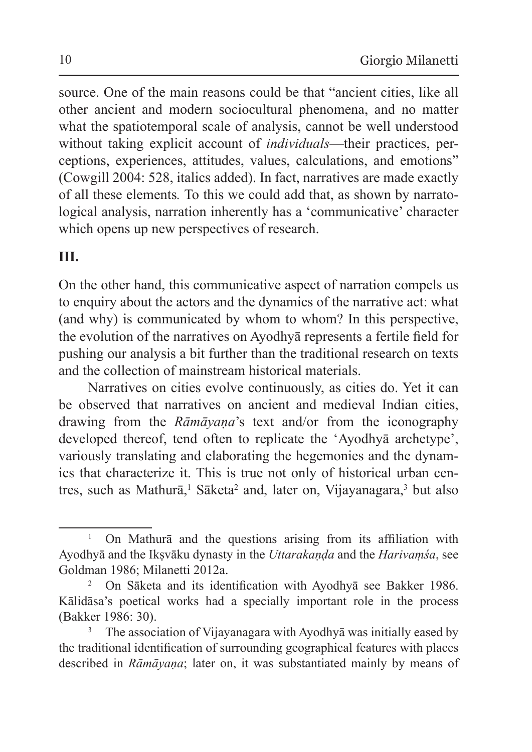source. One of the main reasons could be that "ancient cities, like all other ancient and modern sociocultural phenomena, and no matter what the spatiotemporal scale of analysis, cannot be well understood without taking explicit account of *individuals*—their practices, perceptions, experiences, attitudes, values, calculations, and emotions" (Cowgill 2004: 528, italics added). In fact, narratives are made exactly of all these elements. To this we could add that, as shown by narratological analysis, narration inherently has a 'communicative' character which opens up new perspectives of research.

## III.

On the other hand, this communicative aspect of narration compels us to enquiry about the actors and the dynamics of the narrative act: what (and why) is communicated by whom to whom? In this perspective, the evolution of the narratives on Ayodhyā represents a fertile field for pushing our analysis a bit further than the traditional research on texts and the collection of mainstream historical materials.

Narratives on cities evolve continuously, as cities do. Yet it can be observed that narratives on ancient and medieval Indian cities, drawing from the *Rāmāyaṇa*'s text and/or from the iconography developed thereof, tend often to replicate the 'Ayodhyā archetype', variously translating and elaborating the hegemonies and the dynamics that characterize it. This is true not only of historical urban centres, such as Mathurā,[1] Sāketa[2] and, later on, Vijayanagara,[3] but also

---

[1] On Mathurā and the questions arising from its affiliation with Ayodhyā and the Ikṣvāku dynasty in the *Uttarakaṇḍa* and the *Harivaṃśa*, see Goldman 1986; Milanetti 2012a.

[2] On Sāketa and its identification with Ayodhyā see Bakker 1986. Kālidāsa's poetical works had a specially important role in the process (Bakker 1986: 30).

[3] The association of Vijayanagara with Ayodhyā was initially eased by the traditional identification of surrounding geographical features with places described in *Rāmāyaṇa*; later on, it was substantiated mainly by means of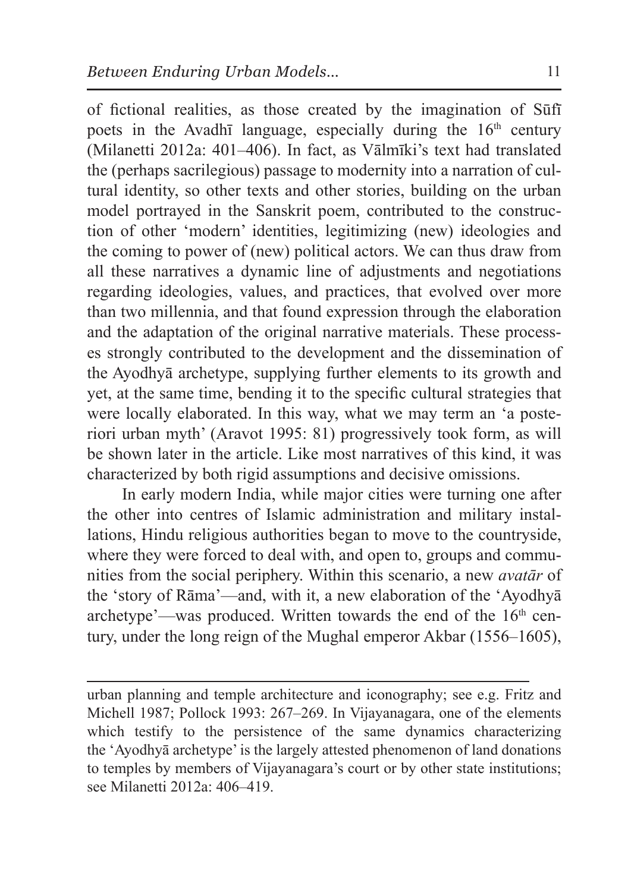of fictional realities, as those created by the imagination of Sūfī poets in the Avadhī language, especially during the 16th century (Milanetti 2012a: 401–406). In fact, as Vālmīki's text had translated the (perhaps sacrilegious) passage to modernity into a narration of cultural identity, so other texts and other stories, building on the urban model portrayed in the Sanskrit poem, contributed to the construction of other 'modern' identities, legitimizing (new) ideologies and the coming to power of (new) political actors. We can thus draw from all these narratives a dynamic line of adjustments and negotiations regarding ideologies, values, and practices, that evolved over more than two millennia, and that found expression through the elaboration and the adaptation of the original narrative materials. These processes strongly contributed to the development and the dissemination of the Ayodhyā archetype, supplying further elements to its growth and yet, at the same time, bending it to the specific cultural strategies that were locally elaborated. In this way, what we may term an 'a posteriori urban myth' (Aravot 1995: 81) progressively took form, as will be shown later in the article. Like most narratives of this kind, it was characterized by both rigid assumptions and decisive omissions.

In early modern India, while major cities were turning one after the other into centres of Islamic administration and military installations, Hindu religious authorities began to move to the countryside, where they were forced to deal with, and open to, groups and communities from the social periphery. Within this scenario, a new *avatār* of the 'story of Rāma'—and, with it, a new elaboration of the 'Ayodhyā archetype'—was produced. Written towards the end of the 16th century, under the long reign of the Mughal emperor Akbar (1556–1605),

urban planning and temple architecture and iconography; see e.g. Fritz and Michell 1987; Pollock 1993: 267–269. In Vijayanagara, one of the elements which testify to the persistence of the same dynamics characterizing the 'Ayodhyā archetype' is the largely attested phenomenon of land donations to temples by members of Vijayanagara's court or by other state institutions; see Milanetti 2012a: 406–419.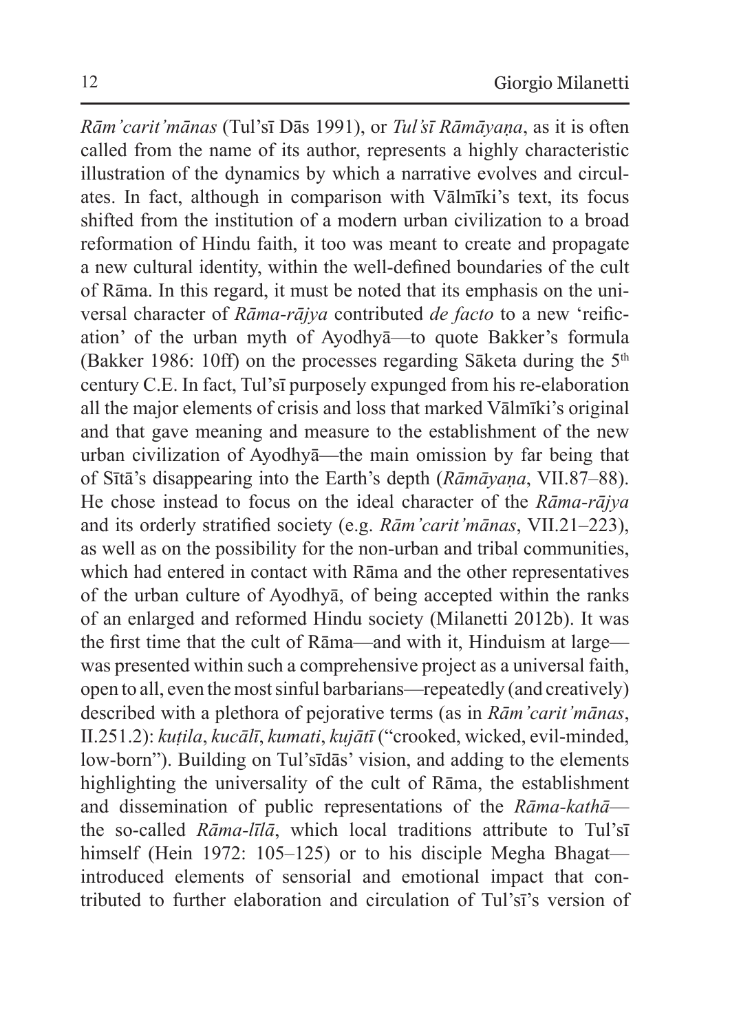*Rām'carit'mānas* (Tul'sī Dās 1991), or *Tul'sī Rāmāyaṇa*, as it is often called from the name of its author, represents a highly characteristic illustration of the dynamics by which a narrative evolves and circulates. In fact, although in comparison with Vālmīki's text, its focus shifted from the institution of a modern urban civilization to a broad reformation of Hindu faith, it too was meant to create and propagate a new cultural identity, within the well-defined boundaries of the cult of Rāma. In this regard, it must be noted that its emphasis on the universal character of *Rāma-rājya* contributed *de facto* to a new 'reification' of the urban myth of Ayodhyā—to quote Bakker's formula (Bakker 1986: 10ff) on the processes regarding Sāketa during the 5th century C.E. In fact, Tul'sī purposely expunged from his re-elaboration all the major elements of crisis and loss that marked Vālmīki's original and that gave meaning and measure to the establishment of the new urban civilization of Ayodhyā—the main omission by far being that of Sītā's disappearing into the Earth's depth (*Rāmāyaṇa*, VII.87–88). He chose instead to focus on the ideal character of the *Rāma-rājya* and its orderly stratified society (e.g. *Rām'carit'mānas*, VII.21–223), as well as on the possibility for the non-urban and tribal communities, which had entered in contact with Rāma and the other representatives of the urban culture of Ayodhyā, of being accepted within the ranks of an enlarged and reformed Hindu society (Milanetti 2012b). It was the first time that the cult of Rāma—and with it, Hinduism at large—was presented within such a comprehensive project as a universal faith, open to all, even the most sinful barbarians—repeatedly (and creatively) described with a plethora of pejorative terms (as in *Rām'carit'mānas*, II.251.2): *kuṭila*, *kucālī*, *kumati*, *kujātī* ("crooked, wicked, evil-minded, low-born"). Building on Tul'sīdās' vision, and adding to the elements highlighting the universality of the cult of Rāma, the establishment and dissemination of public representations of the *Rāma-kathā*—the so-called *Rāma-līlā*, which local traditions attribute to Tul'sī himself (Hein 1972: 105–125) or to his disciple Megha Bhagat—introduced elements of sensorial and emotional impact that contributed to further elaboration and circulation of Tul'sī's version of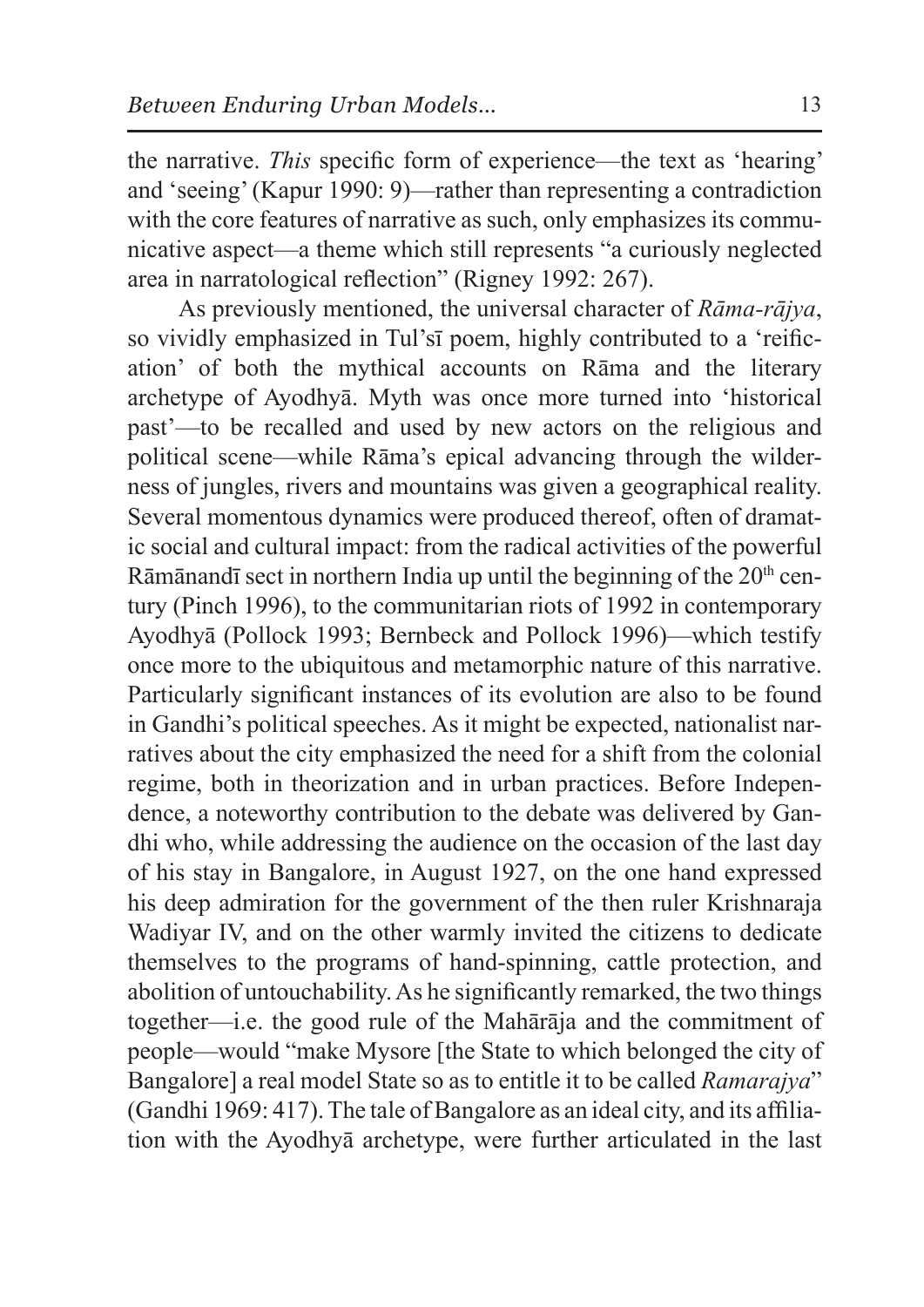the narrative. *This* specific form of experience—the text as 'hearing' and 'seeing' (Kapur 1990: 9)—rather than representing a contradiction with the core features of narrative as such, only emphasizes its communicative aspect—a theme which still represents "a curiously neglected area in narratological reflection" (Rigney 1992: 267).

As previously mentioned, the universal character of *Rāma-rājya*, so vividly emphasized in Tul'sī poem, highly contributed to a 'reification' of both the mythical accounts on Rāma and the literary archetype of Ayodhyā. Myth was once more turned into 'historical past'—to be recalled and used by new actors on the religious and political scene—while Rāma's epical advancing through the wilderness of jungles, rivers and mountains was given a geographical reality. Several momentous dynamics were produced thereof, often of dramatic social and cultural impact: from the radical activities of the powerful Rāmānandī sect in northern India up until the beginning of the 20th century (Pinch 1996), to the communitarian riots of 1992 in contemporary Ayodhyā (Pollock 1993; Bernbeck and Pollock 1996)—which testify once more to the ubiquitous and metamorphic nature of this narrative. Particularly significant instances of its evolution are also to be found in Gandhi's political speeches. As it might be expected, nationalist narratives about the city emphasized the need for a shift from the colonial regime, both in theorization and in urban practices. Before Independence, a noteworthy contribution to the debate was delivered by Gandhi who, while addressing the audience on the occasion of the last day of his stay in Bangalore, in August 1927, on the one hand expressed his deep admiration for the government of the then ruler Krishnaraja Wadiyar IV, and on the other warmly invited the citizens to dedicate themselves to the programs of hand-spinning, cattle protection, and abolition of untouchability. As he significantly remarked, the two things together—i.e. the good rule of the Mahārāja and the commitment of people—would "make Mysore [the State to which belonged the city of Bangalore] a real model State so as to entitle it to be called *Ramarajya*" (Gandhi 1969: 417). The tale of Bangalore as an ideal city, and its affiliation with the Ayodhyā archetype, were further articulated in the last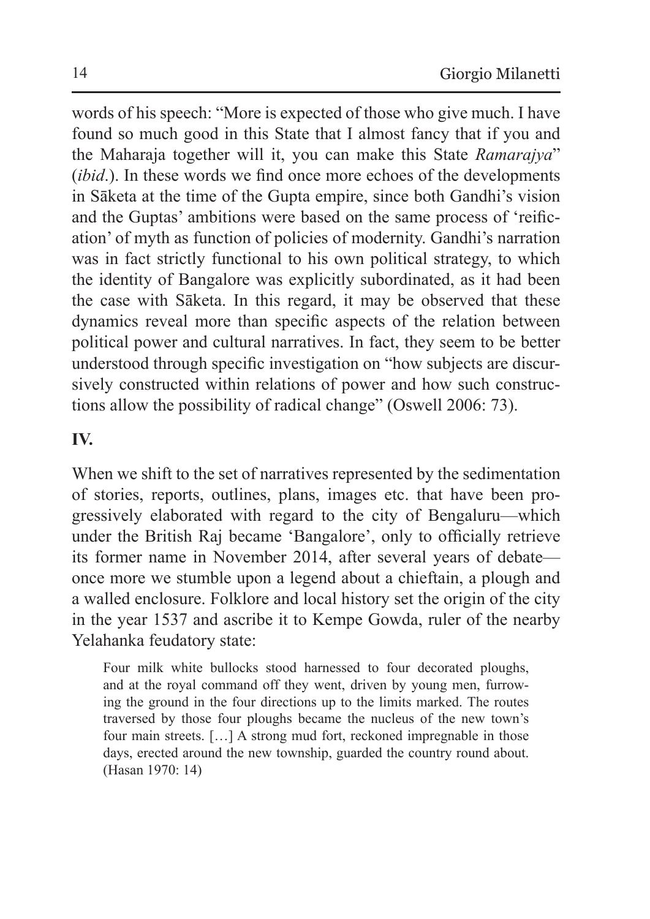words of his speech: "More is expected of those who give much. I have found so much good in this State that I almost fancy that if you and the Maharaja together will it, you can make this State *Ramarajya*" (*ibid*.). In these words we find once more echoes of the developments in Sāketa at the time of the Gupta empire, since both Gandhi's vision and the Guptas' ambitions were based on the same process of 'reification' of myth as function of policies of modernity. Gandhi's narration was in fact strictly functional to his own political strategy, to which the identity of Bangalore was explicitly subordinated, as it had been the case with Sāketa. In this regard, it may be observed that these dynamics reveal more than specific aspects of the relation between political power and cultural narratives. In fact, they seem to be better understood through specific investigation on "how subjects are discursively constructed within relations of power and how such constructions allow the possibility of radical change" (Oswell 2006: 73).

## IV.

When we shift to the set of narratives represented by the sedimentation of stories, reports, outlines, plans, images etc. that have been progressively elaborated with regard to the city of Bengaluru—which under the British Raj became 'Bangalore', only to officially retrieve its former name in November 2014, after several years of debate—once more we stumble upon a legend about a chieftain, a plough and a walled enclosure. Folklore and local history set the origin of the city in the year 1537 and ascribe it to Kempe Gowda, ruler of the nearby Yelahanka feudatory state:

> Four milk white bullocks stood harnessed to four decorated ploughs, and at the royal command off they went, driven by young men, furrowing the ground in the four directions up to the limits marked. The routes traversed by those four ploughs became the nucleus of the new town's four main streets. […] A strong mud fort, reckoned impregnable in those days, erected around the new township, guarded the country round about. (Hasan 1970: 14)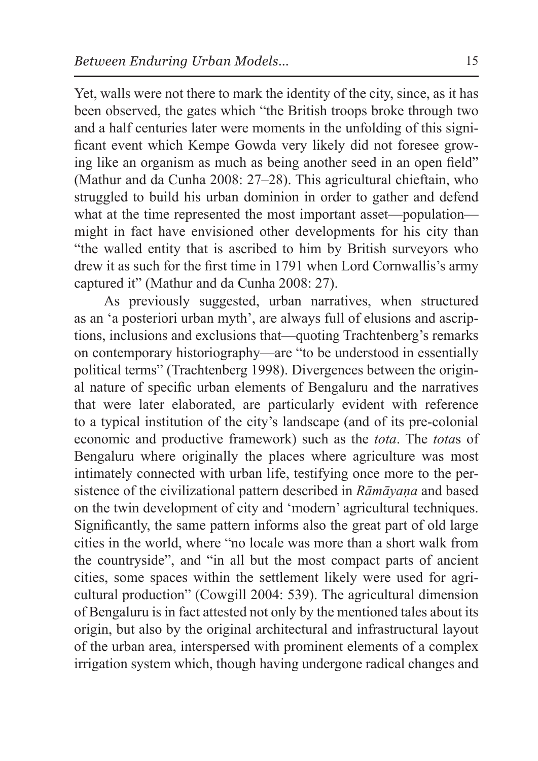Yet, walls were not there to mark the identity of the city, since, as it has been observed, the gates which "the British troops broke through two and a half centuries later were moments in the unfolding of this significant event which Kempe Gowda very likely did not foresee growing like an organism as much as being another seed in an open field" (Mathur and da Cunha 2008: 27–28). This agricultural chieftain, who struggled to build his urban dominion in order to gather and defend what at the time represented the most important asset—population—might in fact have envisioned other developments for his city than "the walled entity that is ascribed to him by British surveyors who drew it as such for the first time in 1791 when Lord Cornwallis's army captured it" (Mathur and da Cunha 2008: 27).

As previously suggested, urban narratives, when structured as an 'a posteriori urban myth', are always full of elusions and ascriptions, inclusions and exclusions that—quoting Trachtenberg's remarks on contemporary historiography—are "to be understood in essentially political terms" (Trachtenberg 1998). Divergences between the original nature of specific urban elements of Bengaluru and the narratives that were later elaborated, are particularly evident with reference to a typical institution of the city's landscape (and of its pre-colonial economic and productive framework) such as the *tota*. The *tota*s of Bengaluru where originally the places where agriculture was most intimately connected with urban life, testifying once more to the persistence of the civilizational pattern described in *Rāmāyaṇa* and based on the twin development of city and 'modern' agricultural techniques. Significantly, the same pattern informs also the great part of old large cities in the world, where "no locale was more than a short walk from the countryside", and "in all but the most compact parts of ancient cities, some spaces within the settlement likely were used for agricultural production" (Cowgill 2004: 539). The agricultural dimension of Bengaluru is in fact attested not only by the mentioned tales about its origin, but also by the original architectural and infrastructural layout of the urban area, interspersed with prominent elements of a complex irrigation system which, though having undergone radical changes and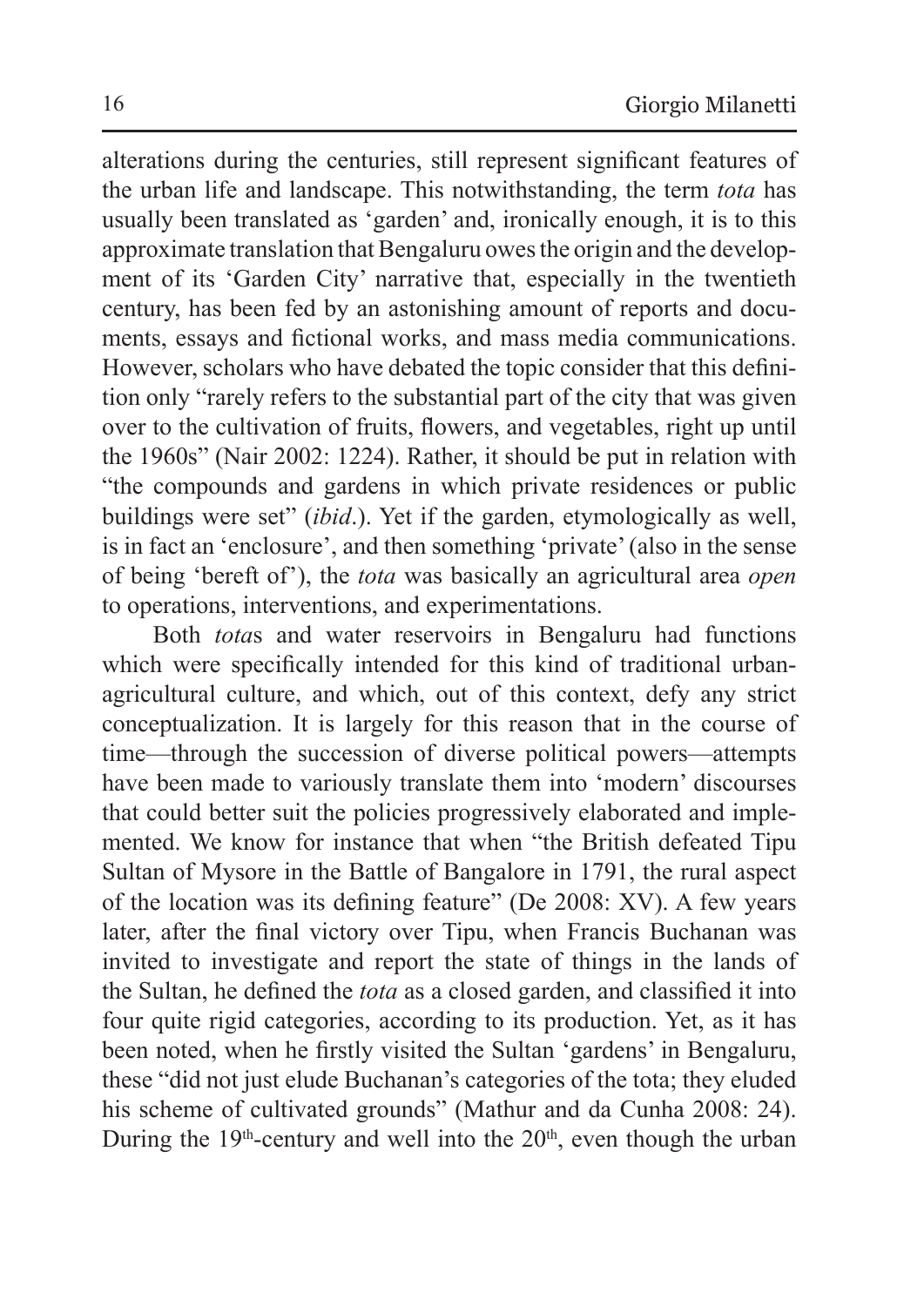alterations during the centuries, still represent significant features of the urban life and landscape. This notwithstanding, the term *tota* has usually been translated as 'garden' and, ironically enough, it is to this approximate translation that Bengaluru owes the origin and the development of its 'Garden City' narrative that, especially in the twentieth century, has been fed by an astonishing amount of reports and documents, essays and fictional works, and mass media communications. However, scholars who have debated the topic consider that this definition only "rarely refers to the substantial part of the city that was given over to the cultivation of fruits, flowers, and vegetables, right up until the 1960s" (Nair 2002: 1224). Rather, it should be put in relation with "the compounds and gardens in which private residences or public buildings were set" (*ibid*.). Yet if the garden, etymologically as well, is in fact an 'enclosure', and then something 'private' (also in the sense of being 'bereft of'), the *tota* was basically an agricultural area *open* to operations, interventions, and experimentations.

Both *tota*s and water reservoirs in Bengaluru had functions which were specifically intended for this kind of traditional urban-agricultural culture, and which, out of this context, defy any strict conceptualization. It is largely for this reason that in the course of time—through the succession of diverse political powers—attempts have been made to variously translate them into 'modern' discourses that could better suit the policies progressively elaborated and implemented. We know for instance that when "the British defeated Tipu Sultan of Mysore in the Battle of Bangalore in 1791, the rural aspect of the location was its defining feature" (De 2008: XV). A few years later, after the final victory over Tipu, when Francis Buchanan was invited to investigate and report the state of things in the lands of the Sultan, he defined the *tota* as a closed garden, and classified it into four quite rigid categories, according to its production. Yet, as it has been noted, when he firstly visited the Sultan 'gardens' in Bengaluru, these "did not just elude Buchanan's categories of the tota; they eluded his scheme of cultivated grounds" (Mathur and da Cunha 2008: 24). During the 19th-century and well into the 20th, even though the urban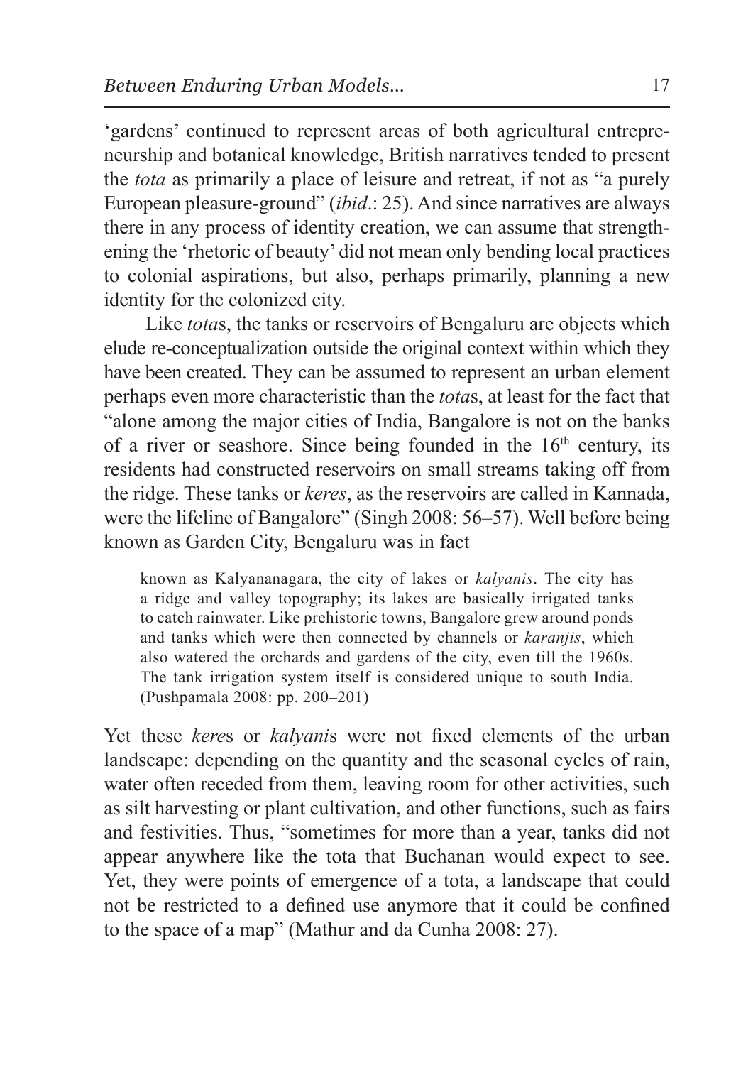'gardens' continued to represent areas of both agricultural entrepreneurship and botanical knowledge, British narratives tended to present the *tota* as primarily a place of leisure and retreat, if not as "a purely European pleasure-ground" (*ibid*.: 25). And since narratives are always there in any process of identity creation, we can assume that strengthening the 'rhetoric of beauty' did not mean only bending local practices to colonial aspirations, but also, perhaps primarily, planning a new identity for the colonized city.

Like *tota*s, the tanks or reservoirs of Bengaluru are objects which elude re-conceptualization outside the original context within which they have been created. They can be assumed to represent an urban element perhaps even more characteristic than the *tota*s, at least for the fact that "alone among the major cities of India, Bangalore is not on the banks of a river or seashore. Since being founded in the 16th century, its residents had constructed reservoirs on small streams taking off from the ridge. These tanks or *keres*, as the reservoirs are called in Kannada, were the lifeline of Bangalore" (Singh 2008: 56–57). Well before being known as Garden City, Bengaluru was in fact

> known as Kalyananagara, the city of lakes or *kalyanis*. The city has a ridge and valley topography; its lakes are basically irrigated tanks to catch rainwater. Like prehistoric towns, Bangalore grew around ponds and tanks which were then connected by channels or *karanjis*, which also watered the orchards and gardens of the city, even till the 1960s. The tank irrigation system itself is considered unique to south India. (Pushpamala 2008: pp. 200–201)

Yet these *kere*s or *kalyani*s were not fixed elements of the urban landscape: depending on the quantity and the seasonal cycles of rain, water often receded from them, leaving room for other activities, such as silt harvesting or plant cultivation, and other functions, such as fairs and festivities. Thus, "sometimes for more than a year, tanks did not appear anywhere like the tota that Buchanan would expect to see. Yet, they were points of emergence of a tota, a landscape that could not be restricted to a defined use anymore that it could be confined to the space of a map" (Mathur and da Cunha 2008: 27).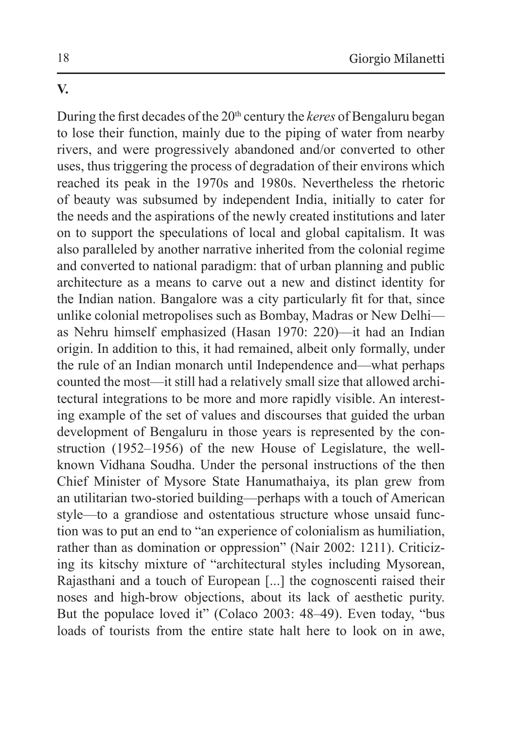## V.

During the first decades of the 20th century the *keres* of Bengaluru began to lose their function, mainly due to the piping of water from nearby rivers, and were progressively abandoned and/or converted to other uses, thus triggering the process of degradation of their environs which reached its peak in the 1970s and 1980s. Nevertheless the rhetoric of beauty was subsumed by independent India, initially to cater for the needs and the aspirations of the newly created institutions and later on to support the speculations of local and global capitalism. It was also paralleled by another narrative inherited from the colonial regime and converted to national paradigm: that of urban planning and public architecture as a means to carve out a new and distinct identity for the Indian nation. Bangalore was a city particularly fit for that, since unlike colonial metropolises such as Bombay, Madras or New Delhi—as Nehru himself emphasized (Hasan 1970: 220)—it had an Indian origin. In addition to this, it had remained, albeit only formally, under the rule of an Indian monarch until Independence and—what perhaps counted the most—it still had a relatively small size that allowed architectural integrations to be more and more rapidly visible. An interesting example of the set of values and discourses that guided the urban development of Bengaluru in those years is represented by the construction (1952–1956) of the new House of Legislature, the well-known Vidhana Soudha. Under the personal instructions of the then Chief Minister of Mysore State Hanumathaiya, its plan grew from an utilitarian two-storied building—perhaps with a touch of American style—to a grandiose and ostentatious structure whose unsaid function was to put an end to "an experience of colonialism as humiliation, rather than as domination or oppression" (Nair 2002: 1211). Criticizing its kitschy mixture of "architectural styles including Mysorean, Rajasthani and a touch of European [...] the cognoscenti raised their noses and high-brow objections, about its lack of aesthetic purity. But the populace loved it" (Colaco 2003: 48–49). Even today, "bus loads of tourists from the entire state halt here to look on in awe,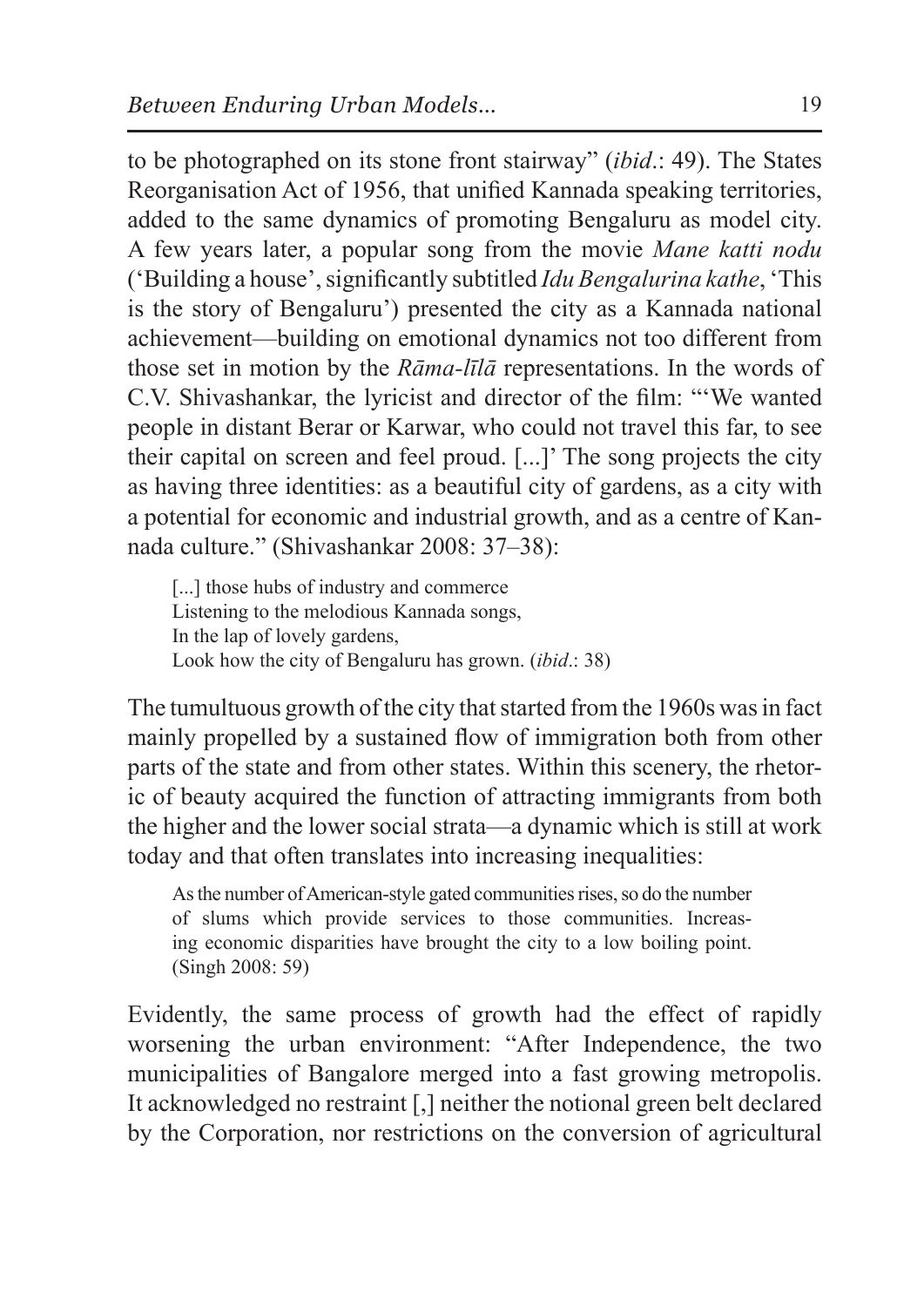to be photographed on its stone front stairway" (*ibid*.: 49). The States Reorganisation Act of 1956, that unified Kannada speaking territories, added to the same dynamics of promoting Bengaluru as model city. A few years later, a popular song from the movie *Mane katti nodu* ('Building a house', significantly subtitled *Idu Bengalurina kathe*, 'This is the story of Bengaluru') presented the city as a Kannada national achievement—building on emotional dynamics not too different from those set in motion by the *Rāma-līlā* representations. In the words of C.V. Shivashankar, the lyricist and director of the film: "'We wanted people in distant Berar or Karwar, who could not travel this far, to see their capital on screen and feel proud. [...]' The song projects the city as having three identities: as a beautiful city of gardens, as a city with a potential for economic and industrial growth, and as a centre of Kannada culture." (Shivashankar 2008: 37–38):

> [...] those hubs of industry and commerce
> Listening to the melodious Kannada songs,
> In the lap of lovely gardens,
> Look how the city of Bengaluru has grown. (*ibid*.: 38)

The tumultuous growth of the city that started from the 1960s was in fact mainly propelled by a sustained flow of immigration both from other parts of the state and from other states. Within this scenery, the rhetoric of beauty acquired the function of attracting immigrants from both the higher and the lower social strata—a dynamic which is still at work today and that often translates into increasing inequalities:

> As the number of American-style gated communities rises, so do the number of slums which provide services to those communities. Increasing economic disparities have brought the city to a low boiling point. (Singh 2008: 59)

Evidently, the same process of growth had the effect of rapidly worsening the urban environment: "After Independence, the two municipalities of Bangalore merged into a fast growing metropolis. It acknowledged no restraint [,] neither the notional green belt declared by the Corporation, nor restrictions on the conversion of agricultural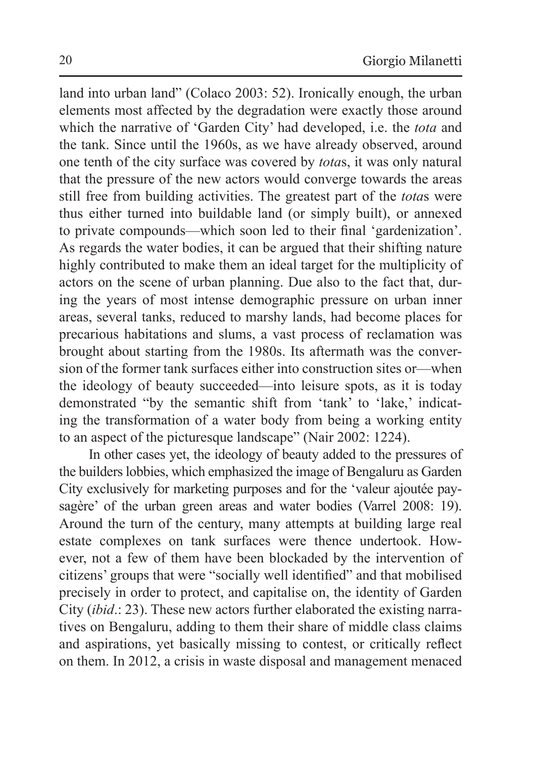land into urban land" (Colaco 2003: 52). Ironically enough, the urban elements most affected by the degradation were exactly those around which the narrative of 'Garden City' had developed, i.e. the *tota* and the tank. Since until the 1960s, as we have already observed, around one tenth of the city surface was covered by *tota*s, it was only natural that the pressure of the new actors would converge towards the areas still free from building activities. The greatest part of the *tota*s were thus either turned into buildable land (or simply built), or annexed to private compounds—which soon led to their final 'gardenization'. As regards the water bodies, it can be argued that their shifting nature highly contributed to make them an ideal target for the multiplicity of actors on the scene of urban planning. Due also to the fact that, during the years of most intense demographic pressure on urban inner areas, several tanks, reduced to marshy lands, had become places for precarious habitations and slums, a vast process of reclamation was brought about starting from the 1980s. Its aftermath was the conversion of the former tank surfaces either into construction sites or—when the ideology of beauty succeeded—into leisure spots, as it is today demonstrated "by the semantic shift from 'tank' to 'lake,' indicating the transformation of a water body from being a working entity to an aspect of the picturesque landscape" (Nair 2002: 1224).

In other cases yet, the ideology of beauty added to the pressures of the builders lobbies, which emphasized the image of Bengaluru as Garden City exclusively for marketing purposes and for the 'valeur ajoutée paysagère' of the urban green areas and water bodies (Varrel 2008: 19). Around the turn of the century, many attempts at building large real estate complexes on tank surfaces were thence undertook. However, not a few of them have been blockaded by the intervention of citizens' groups that were "socially well identified" and that mobilised precisely in order to protect, and capitalise on, the identity of Garden City (*ibid*.: 23). These new actors further elaborated the existing narratives on Bengaluru, adding to them their share of middle class claims and aspirations, yet basically missing to contest, or critically reflect on them. In 2012, a crisis in waste disposal and management menaced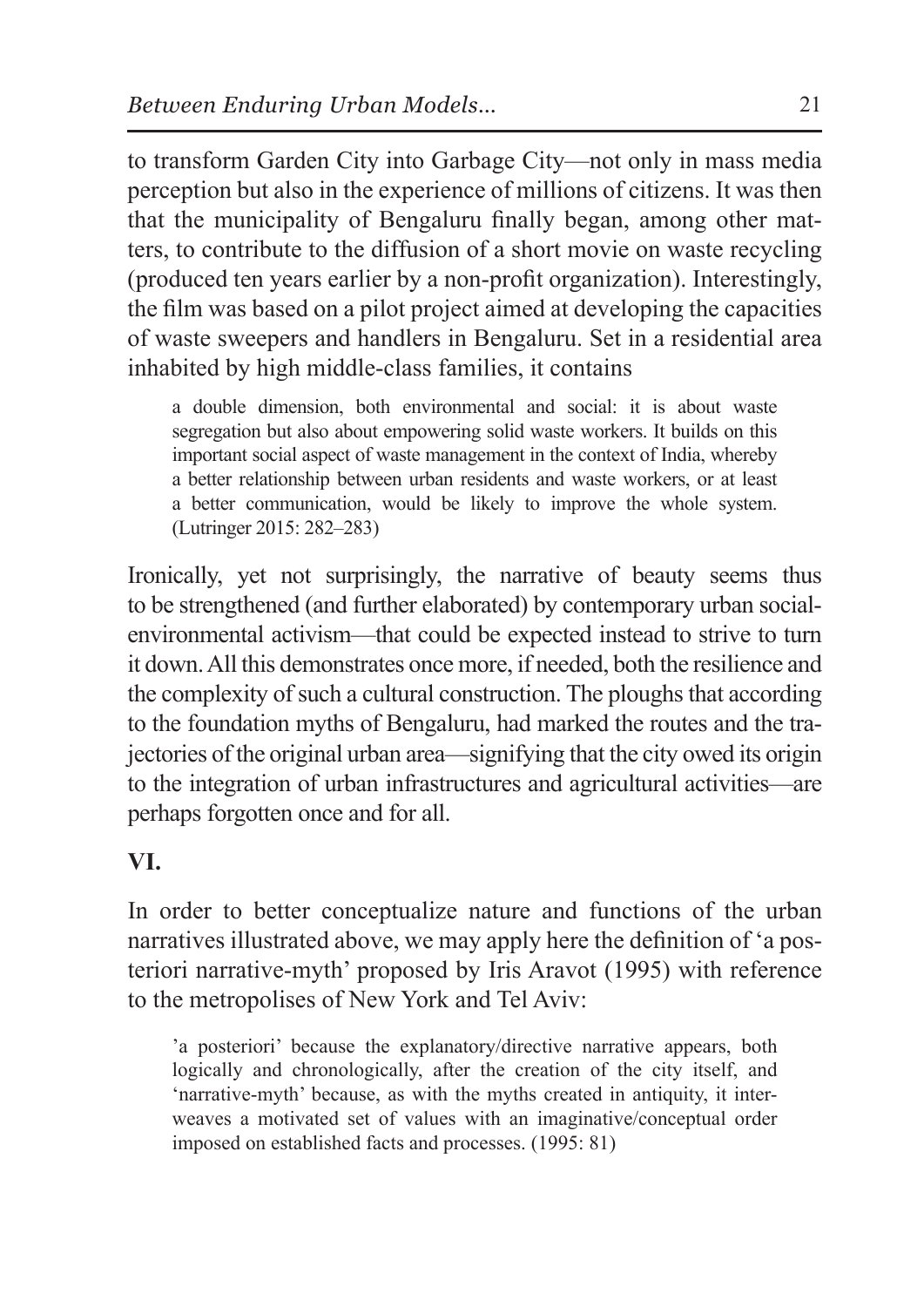to transform Garden City into Garbage City—not only in mass media perception but also in the experience of millions of citizens. It was then that the municipality of Bengaluru finally began, among other matters, to contribute to the diffusion of a short movie on waste recycling (produced ten years earlier by a non-profit organization). Interestingly, the film was based on a pilot project aimed at developing the capacities of waste sweepers and handlers in Bengaluru. Set in a residential area inhabited by high middle-class families, it contains

> a double dimension, both environmental and social: it is about waste segregation but also about empowering solid waste workers. It builds on this important social aspect of waste management in the context of India, whereby a better relationship between urban residents and waste workers, or at least a better communication, would be likely to improve the whole system. (Lutringer 2015: 282–283)

Ironically, yet not surprisingly, the narrative of beauty seems thus to be strengthened (and further elaborated) by contemporary urban social-environmental activism—that could be expected instead to strive to turn it down. All this demonstrates once more, if needed, both the resilience and the complexity of such a cultural construction. The ploughs that according to the foundation myths of Bengaluru, had marked the routes and the trajectories of the original urban area—signifying that the city owed its origin to the integration of urban infrastructures and agricultural activities—are perhaps forgotten once and for all.

## VI.

In order to better conceptualize nature and functions of the urban narratives illustrated above, we may apply here the definition of 'a posteriori narrative-myth' proposed by Iris Aravot (1995) with reference to the metropolises of New York and Tel Aviv:

> 'a posteriori' because the explanatory/directive narrative appears, both logically and chronologically, after the creation of the city itself, and 'narrative-myth' because, as with the myths created in antiquity, it interweaves a motivated set of values with an imaginative/conceptual order imposed on established facts and processes. (1995: 81)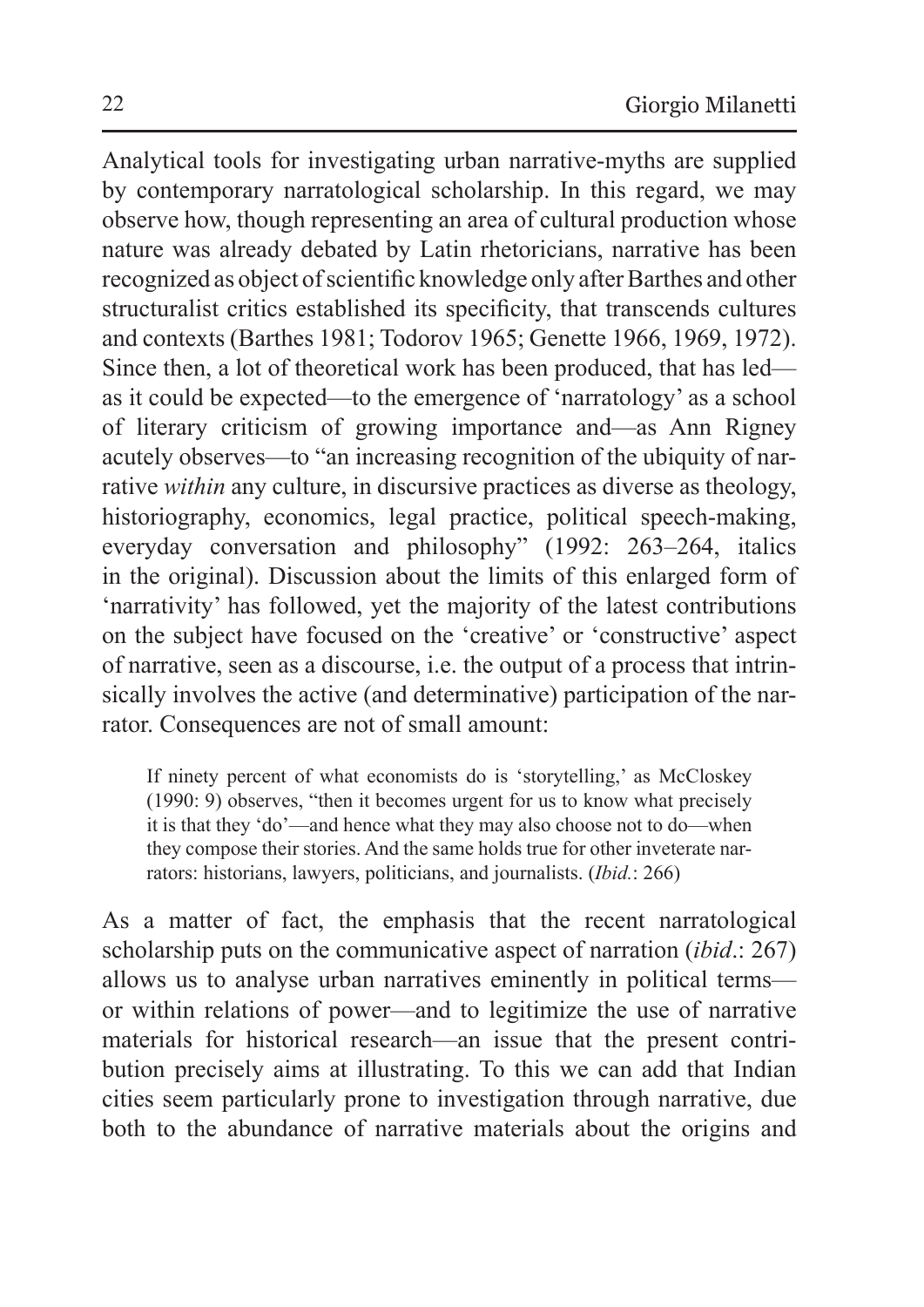Analytical tools for investigating urban narrative-myths are supplied by contemporary narratological scholarship. In this regard, we may observe how, though representing an area of cultural production whose nature was already debated by Latin rhetoricians, narrative has been recognized as object of scientific knowledge only after Barthes and other structuralist critics established its specificity, that transcends cultures and contexts (Barthes 1981; Todorov 1965; Genette 1966, 1969, 1972). Since then, a lot of theoretical work has been produced, that has led—as it could be expected—to the emergence of 'narratology' as a school of literary criticism of growing importance and—as Ann Rigney acutely observes—to "an increasing recognition of the ubiquity of narrative *within* any culture, in discursive practices as diverse as theology, historiography, economics, legal practice, political speech-making, everyday conversation and philosophy" (1992: 263–264, italics in the original). Discussion about the limits of this enlarged form of 'narrativity' has followed, yet the majority of the latest contributions on the subject have focused on the 'creative' or 'constructive' aspect of narrative, seen as a discourse, i.e. the output of a process that intrinsically involves the active (and determinative) participation of the narrator. Consequences are not of small amount:

> If ninety percent of what economists do is 'storytelling,' as McCloskey (1990: 9) observes, "then it becomes urgent for us to know what precisely it is that they 'do'—and hence what they may also choose not to do—when they compose their stories. And the same holds true for other inveterate narrators: historians, lawyers, politicians, and journalists. (*Ibid.*: 266)

As a matter of fact, the emphasis that the recent narratological scholarship puts on the communicative aspect of narration (*ibid*.: 267) allows us to analyse urban narratives eminently in political terms—or within relations of power—and to legitimize the use of narrative materials for historical research—an issue that the present contribution precisely aims at illustrating. To this we can add that Indian cities seem particularly prone to investigation through narrative, due both to the abundance of narrative materials about the origins and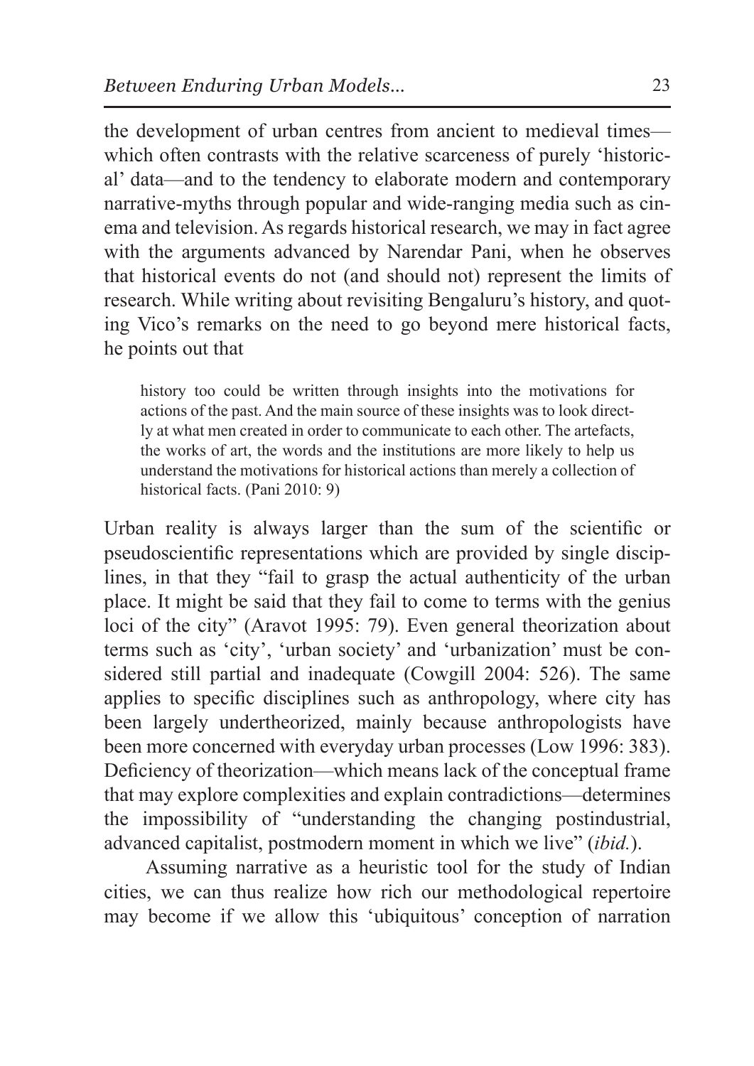the development of urban centres from ancient to medieval times—which often contrasts with the relative scarceness of purely 'historical' data—and to the tendency to elaborate modern and contemporary narrative-myths through popular and wide-ranging media such as cinema and television. As regards historical research, we may in fact agree with the arguments advanced by Narendar Pani, when he observes that historical events do not (and should not) represent the limits of research. While writing about revisiting Bengaluru's history, and quoting Vico's remarks on the need to go beyond mere historical facts, he points out that

> history too could be written through insights into the motivations for actions of the past. And the main source of these insights was to look directly at what men created in order to communicate to each other. The artefacts, the works of art, the words and the institutions are more likely to help us understand the motivations for historical actions than merely a collection of historical facts. (Pani 2010: 9)

Urban reality is always larger than the sum of the scientific or pseudoscientific representations which are provided by single disciplines, in that they "fail to grasp the actual authenticity of the urban place. It might be said that they fail to come to terms with the genius loci of the city" (Aravot 1995: 79). Even general theorization about terms such as 'city', 'urban society' and 'urbanization' must be considered still partial and inadequate (Cowgill 2004: 526). The same applies to specific disciplines such as anthropology, where city has been largely undertheorized, mainly because anthropologists have been more concerned with everyday urban processes (Low 1996: 383). Deficiency of theorization—which means lack of the conceptual frame that may explore complexities and explain contradictions—determines the impossibility of "understanding the changing postindustrial, advanced capitalist, postmodern moment in which we live" (*ibid.*).

Assuming narrative as a heuristic tool for the study of Indian cities, we can thus realize how rich our methodological repertoire may become if we allow this 'ubiquitous' conception of narration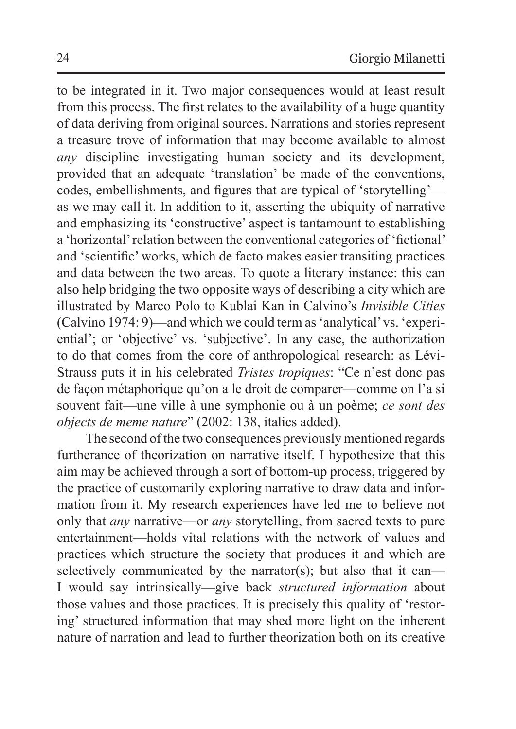to be integrated in it. Two major consequences would at least result from this process. The first relates to the availability of a huge quantity of data deriving from original sources. Narrations and stories represent a treasure trove of information that may become available to almost *any* discipline investigating human society and its development, provided that an adequate 'translation' be made of the conventions, codes, embellishments, and figures that are typical of 'storytelling'—as we may call it. In addition to it, asserting the ubiquity of narrative and emphasizing its 'constructive' aspect is tantamount to establishing a 'horizontal' relation between the conventional categories of 'fictional' and 'scientific' works, which de facto makes easier transiting practices and data between the two areas. To quote a literary instance: this can also help bridging the two opposite ways of describing a city which are illustrated by Marco Polo to Kublai Kan in Calvino's *Invisible Cities* (Calvino 1974: 9)—and which we could term as 'analytical' vs. 'experiential'; or 'objective' vs. 'subjective'. In any case, the authorization to do that comes from the core of anthropological research: as Lévi-Strauss puts it in his celebrated *Tristes tropiques*: "Ce n'est donc pas de façon métaphorique qu'on a le droit de comparer—comme on l'a si souvent fait—une ville à une symphonie ou à un poème; *ce sont des objects de meme nature*" (2002: 138, italics added).

The second of the two consequences previously mentioned regards furtherance of theorization on narrative itself. I hypothesize that this aim may be achieved through a sort of bottom-up process, triggered by the practice of customarily exploring narrative to draw data and information from it. My research experiences have led me to believe not only that *any* narrative—or *any* storytelling, from sacred texts to pure entertainment—holds vital relations with the network of values and practices which structure the society that produces it and which are selectively communicated by the narrator(s); but also that it can—I would say intrinsically—give back *structured information* about those values and those practices. It is precisely this quality of 'restoring' structured information that may shed more light on the inherent nature of narration and lead to further theorization both on its creative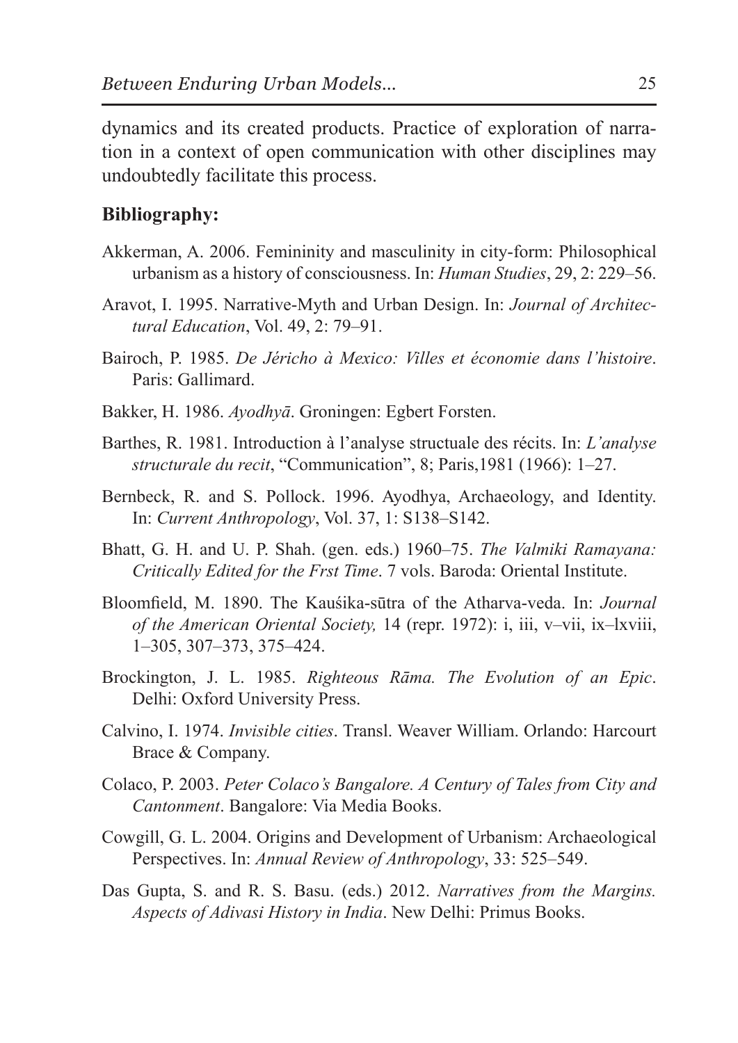dynamics and its created products. Practice of exploration of narration in a context of open communication with other disciplines may undoubtedly facilitate this process.

**Bibliography:**

Akkerman, A. 2006. Femininity and masculinity in city-form: Philosophical urbanism as a history of consciousness. In: *Human Studies*, 29, 2: 229–56.

Aravot, I. 1995. Narrative-Myth and Urban Design. In: *Journal of Architectural Education*, Vol. 49, 2: 79–91.

Bairoch, P. 1985. *De Jéricho à Mexico: Villes et économie dans l'histoire*. Paris: Gallimard.

Bakker, H. 1986. *Ayodhyā*. Groningen: Egbert Forsten.

Barthes, R. 1981. Introduction à l'analyse structuale des récits. In: *L'analyse structurale du recit*, "Communication", 8; Paris,1981 (1966): 1–27.

Bernbeck, R. and S. Pollock. 1996. Ayodhya, Archaeology, and Identity. In: *Current Anthropology*, Vol. 37, 1: S138–S142.

Bhatt, G. H. and U. P. Shah. (gen. eds.) 1960–75. *The Valmiki Ramayana: Critically Edited for the Frst Time*. 7 vols. Baroda: Oriental Institute.

Bloomfield, M. 1890. The Kauśika-sūtra of the Atharva-veda. In: *Journal of the American Oriental Society,* 14 (repr. 1972): i, iii, v–vii, ix–lxviii, 1–305, 307–373, 375–424.

Brockington, J. L. 1985. *Righteous Rāma. The Evolution of an Epic*. Delhi: Oxford University Press.

Calvino, I. 1974. *Invisible cities*. Transl. Weaver William. Orlando: Harcourt Brace & Company.

Colaco, P. 2003. *Peter Colaco's Bangalore. A Century of Tales from City and Cantonment*. Bangalore: Via Media Books.

Cowgill, G. L. 2004. Origins and Development of Urbanism: Archaeological Perspectives. In: *Annual Review of Anthropology*, 33: 525–549.

Das Gupta, S. and R. S. Basu. (eds.) 2012. *Narratives from the Margins. Aspects of Adivasi History in India*. New Delhi: Primus Books.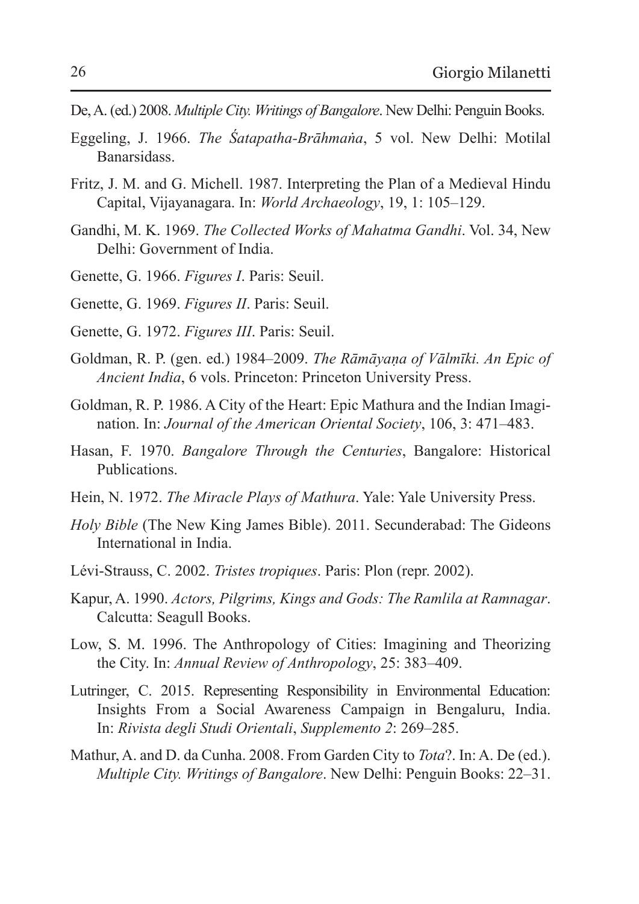De, A. (ed.) 2008. *Multiple City. Writings of Bangalore*. New Delhi: Penguin Books.

Eggeling, J. 1966. *The Śatapatha-Brāhmaṅa*, 5 vol. New Delhi: Motilal Banarsidass.

Fritz, J. M. and G. Michell. 1987. Interpreting the Plan of a Medieval Hindu Capital, Vijayanagara. In: *World Archaeology*, 19, 1: 105–129.

Gandhi, M. K. 1969. *The Collected Works of Mahatma Gandhi*. Vol. 34, New Delhi: Government of India.

Genette, G. 1966. *Figures I*. Paris: Seuil.

Genette, G. 1969. *Figures II*. Paris: Seuil.

Genette, G. 1972. *Figures III*. Paris: Seuil.

Goldman, R. P. (gen. ed.) 1984–2009. *The Rāmāyaṇa of Vālmīki. An Epic of Ancient India*, 6 vols. Princeton: Princeton University Press.

Goldman, R. P. 1986. A City of the Heart: Epic Mathura and the Indian Imagination. In: *Journal of the American Oriental Society*, 106, 3: 471–483.

Hasan, F. 1970. *Bangalore Through the Centuries*, Bangalore: Historical Publications.

Hein, N. 1972. *The Miracle Plays of Mathura*. Yale: Yale University Press.

*Holy Bible* (The New King James Bible). 2011. Secunderabad: The Gideons International in India.

Lévi-Strauss, C. 2002. *Tristes tropiques*. Paris: Plon (repr. 2002).

Kapur, A. 1990. *Actors, Pilgrims, Kings and Gods: The Ramlila at Ramnagar*. Calcutta: Seagull Books.

Low, S. M. 1996. The Anthropology of Cities: Imagining and Theorizing the City. In: *Annual Review of Anthropology*, 25: 383–409.

Lutringer, C. 2015. Representing Responsibility in Environmental Education: Insights From a Social Awareness Campaign in Bengaluru, India. In: *Rivista degli Studi Orientali*, *Supplemento 2*: 269–285.

Mathur, A. and D. da Cunha. 2008. From Garden City to *Tota*?. In: A. De (ed.). *Multiple City. Writings of Bangalore*. New Delhi: Penguin Books: 22–31.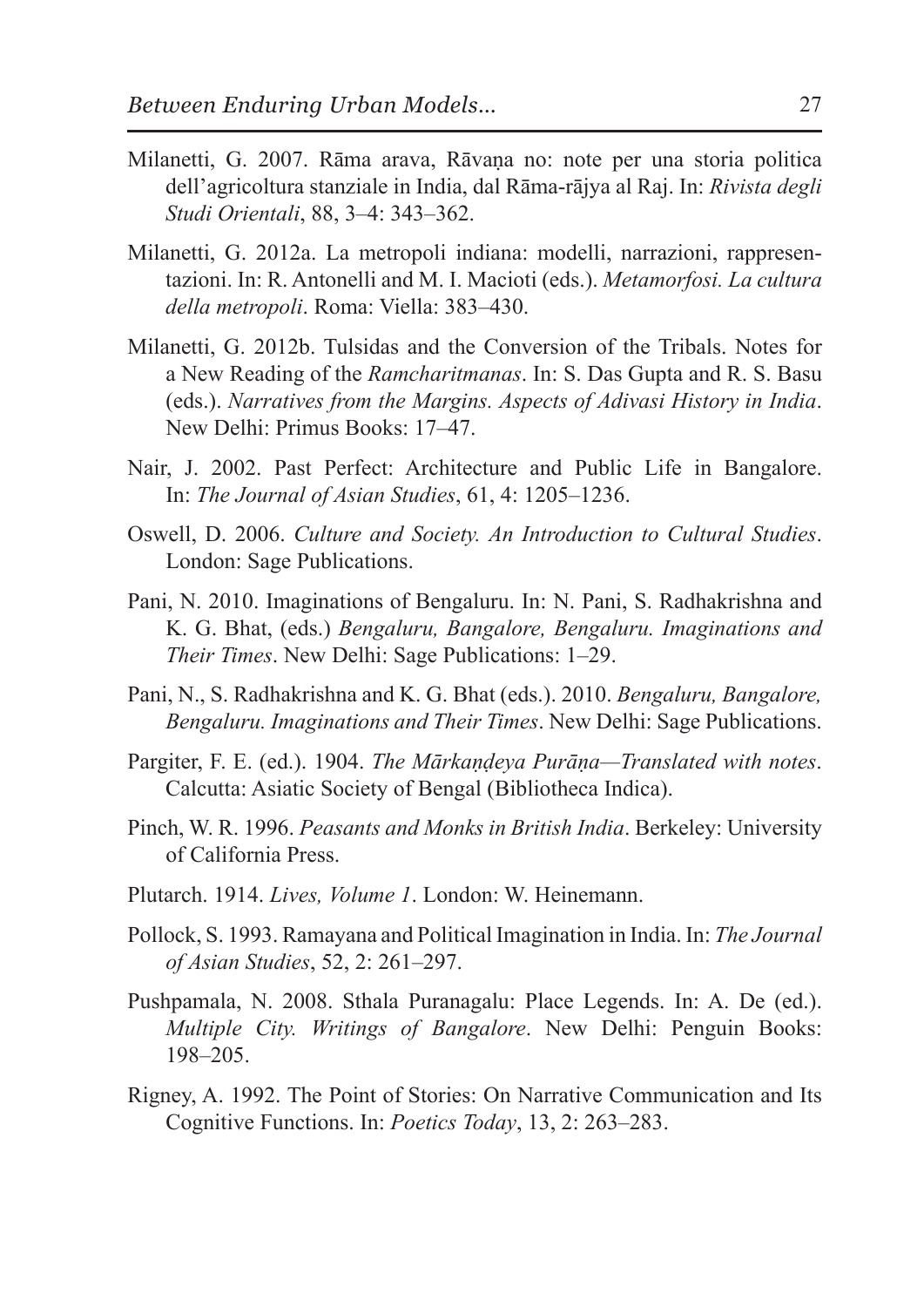Milanetti, G. 2007. Rāma arava, Rāvaṇa no: note per una storia politica dell'agricoltura stanziale in India, dal Rāma-rājya al Raj. In: *Rivista degli Studi Orientali*, 88, 3–4: 343–362.

Milanetti, G. 2012a. La metropoli indiana: modelli, narrazioni, rappresentazioni. In: R. Antonelli and M. I. Macioti (eds.). *Metamorfosi. La cultura della metropoli*. Roma: Viella: 383–430.

Milanetti, G. 2012b. Tulsidas and the Conversion of the Tribals. Notes for a New Reading of the *Ramcharitmanas*. In: S. Das Gupta and R. S. Basu (eds.). *Narratives from the Margins. Aspects of Adivasi History in India*. New Delhi: Primus Books: 17–47.

Nair, J. 2002. Past Perfect: Architecture and Public Life in Bangalore. In: *The Journal of Asian Studies*, 61, 4: 1205–1236.

Oswell, D. 2006. *Culture and Society. An Introduction to Cultural Studies*. London: Sage Publications.

Pani, N. 2010. Imaginations of Bengaluru. In: N. Pani, S. Radhakrishna and K. G. Bhat, (eds.) *Bengaluru, Bangalore, Bengaluru. Imaginations and Their Times*. New Delhi: Sage Publications: 1–29.

Pani, N., S. Radhakrishna and K. G. Bhat (eds.). 2010. *Bengaluru, Bangalore, Bengaluru. Imaginations and Their Times*. New Delhi: Sage Publications.

Pargiter, F. E. (ed.). 1904. *The Mārkaṇḍeya Purāṇa—Translated with notes*. Calcutta: Asiatic Society of Bengal (Bibliotheca Indica).

Pinch, W. R. 1996. *Peasants and Monks in British India*. Berkeley: University of California Press.

Plutarch. 1914. *Lives, Volume 1*. London: W. Heinemann.

Pollock, S. 1993. Ramayana and Political Imagination in India. In: *The Journal of Asian Studies*, 52, 2: 261–297.

Pushpamala, N. 2008. Sthala Puranagalu: Place Legends. In: A. De (ed.). *Multiple City. Writings of Bangalore*. New Delhi: Penguin Books: 198–205.

Rigney, A. 1992. The Point of Stories: On Narrative Communication and Its Cognitive Functions. In: *Poetics Today*, 13, 2: 263–283.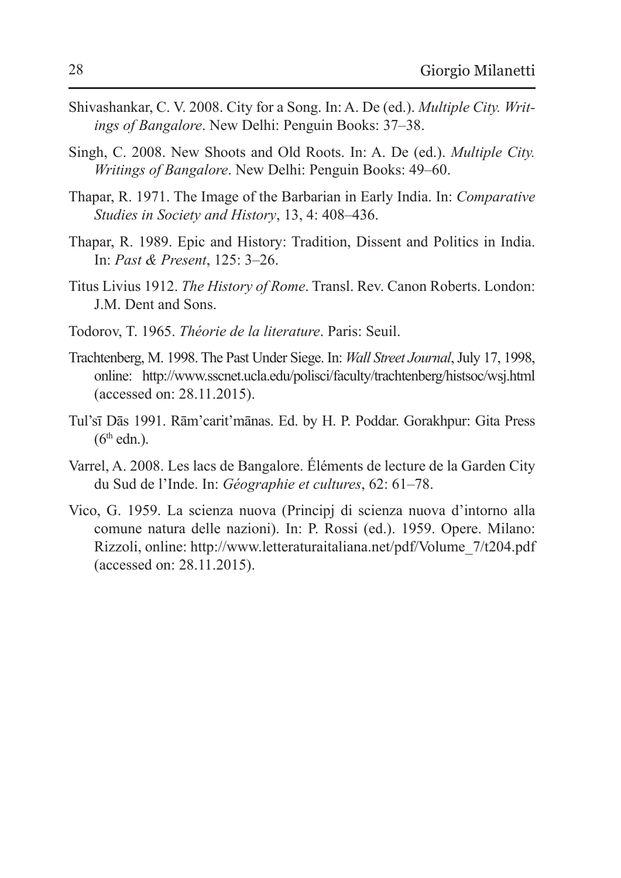Shivashankar, C. V. 2008. City for a Song. In: A. De (ed.). *Multiple City. Writings of Bangalore*. New Delhi: Penguin Books: 37–38.

Singh, C. 2008. New Shoots and Old Roots. In: A. De (ed.). *Multiple City. Writings of Bangalore*. New Delhi: Penguin Books: 49–60.

Thapar, R. 1971. The Image of the Barbarian in Early India. In: *Comparative Studies in Society and History*, 13, 4: 408–436.

Thapar, R. 1989. Epic and History: Tradition, Dissent and Politics in India. In: *Past & Present*, 125: 3–26.

Titus Livius 1912. *The History of Rome*. Transl. Rev. Canon Roberts. London: J.M. Dent and Sons.

Todorov, T. 1965. *Théorie de la literature*. Paris: Seuil.

Trachtenberg, M. 1998. The Past Under Siege. In: *Wall Street Journal*, July 17, 1998, online: http://www.sscnet.ucla.edu/polisci/faculty/trachtenberg/histsoc/wsj.html (accessed on: 28.11.2015).

Tul'sī Dās 1991. Rām'carit'mānas. Ed. by H. P. Poddar. Gorakhpur: Gita Press (6th edn.).

Varrel, A. 2008. Les lacs de Bangalore. Éléments de lecture de la Garden City du Sud de l'Inde. In: *Géographie et cultures*, 62: 61–78.

Vico, G. 1959. La scienza nuova (Principj di scienza nuova d'intorno alla comune natura delle nazioni). In: P. Rossi (ed.). 1959. Opere. Milano: Rizzoli, online: http://www.letteraturaitaliana.net/pdf/Volume_7/t204.pdf (accessed on: 28.11.2015).